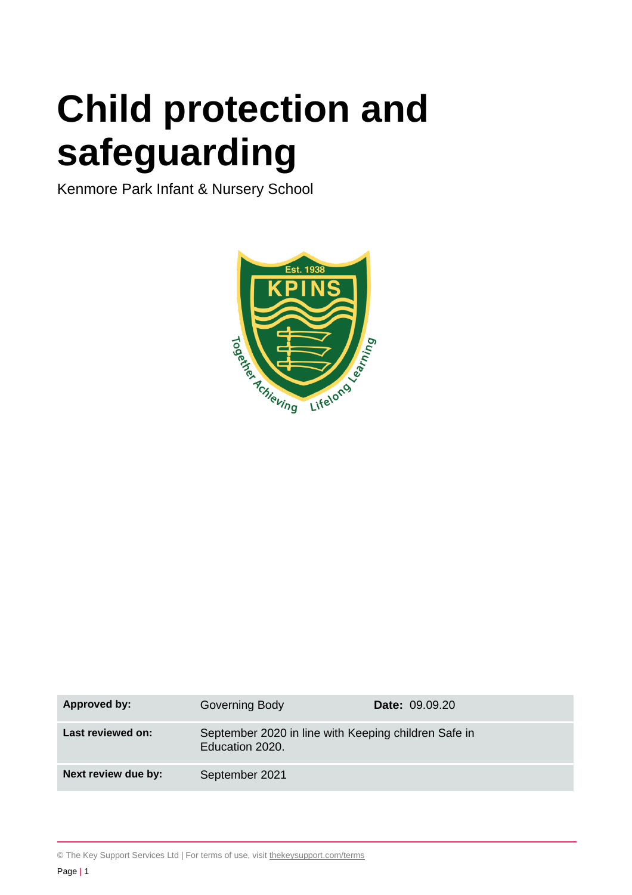# Child protection and safeguarding

Kenmore Park Infant & Nursery School

| | | |
|---|---|---|
| **Approved by:** | Governing Body | **Date:** 09.09.20 |
| **Last reviewed on:** | September 2020 in line with Keeping children Safe in Education 2020. | |
| **Next review due by:** | September 2021 | |

© The Key Support Services Ltd | For terms of use, visit thekeysupport.com/terms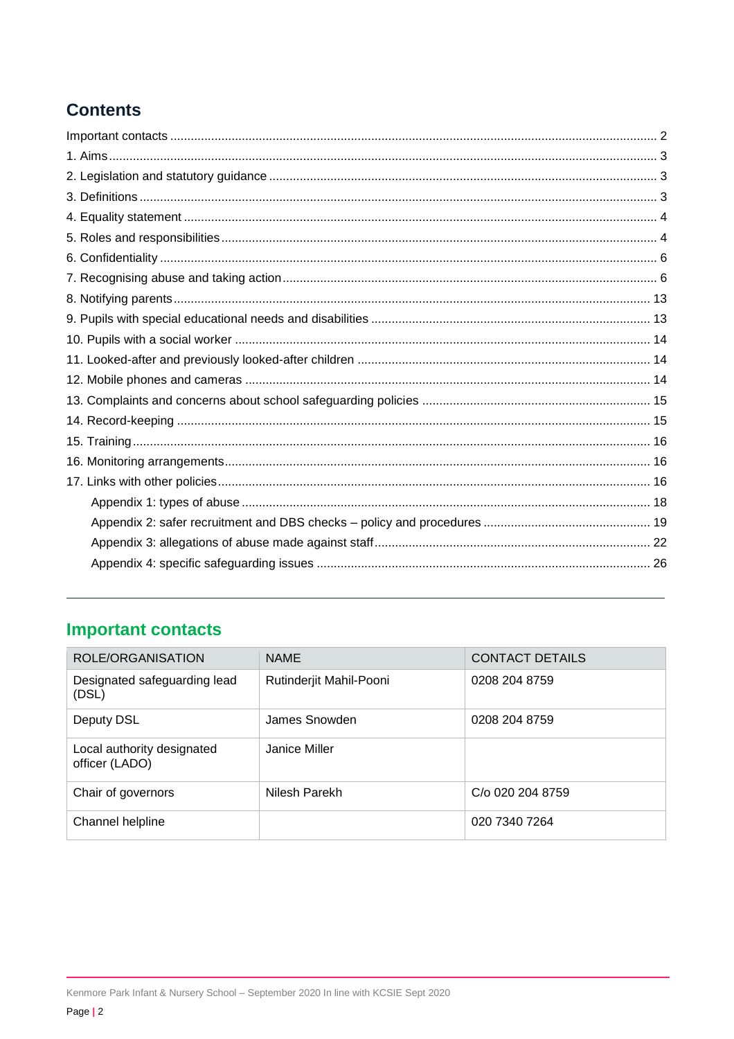## Contents

- Important contacts ..................... 2
- 1. Aims ..................... 3
- 2. Legislation and statutory guidance ..................... 3
- 3. Definitions ..................... 3
- 4. Equality statement ..................... 4
- 5. Roles and responsibilities ..................... 4
- 6. Confidentiality ..................... 6
- 7. Recognising abuse and taking action ..................... 6
- 8. Notifying parents ..................... 13
- 9. Pupils with special educational needs and disabilities ..................... 13
- 10. Pupils with a social worker ..................... 14
- 11. Looked-after and previously looked-after children ..................... 14
- 12. Mobile phones and cameras ..................... 14
- 13. Complaints and concerns about school safeguarding policies ..................... 15
- 14. Record-keeping ..................... 15
- 15. Training ..................... 16
- 16. Monitoring arrangements ..................... 16
- 17. Links with other policies ..................... 16
  - Appendix 1: types of abuse ..................... 18
  - Appendix 2: safer recruitment and DBS checks – policy and procedures ..................... 19
  - Appendix 3: allegations of abuse made against staff ..................... 22
  - Appendix 4: specific safeguarding issues ..................... 26

---

## Important contacts

| ROLE/ORGANISATION | NAME | CONTACT DETAILS |
|---|---|---|
| Designated safeguarding lead (DSL) | Rutinderjit Mahil-Pooni | 0208 204 8759 |
| Deputy DSL | James Snowden | 0208 204 8759 |
| Local authority designated officer (LADO) | Janice Miller | |
| Chair of governors | Nilesh Parekh | C/o 020 204 8759 |
| Channel helpline | | 020 7340 7264 |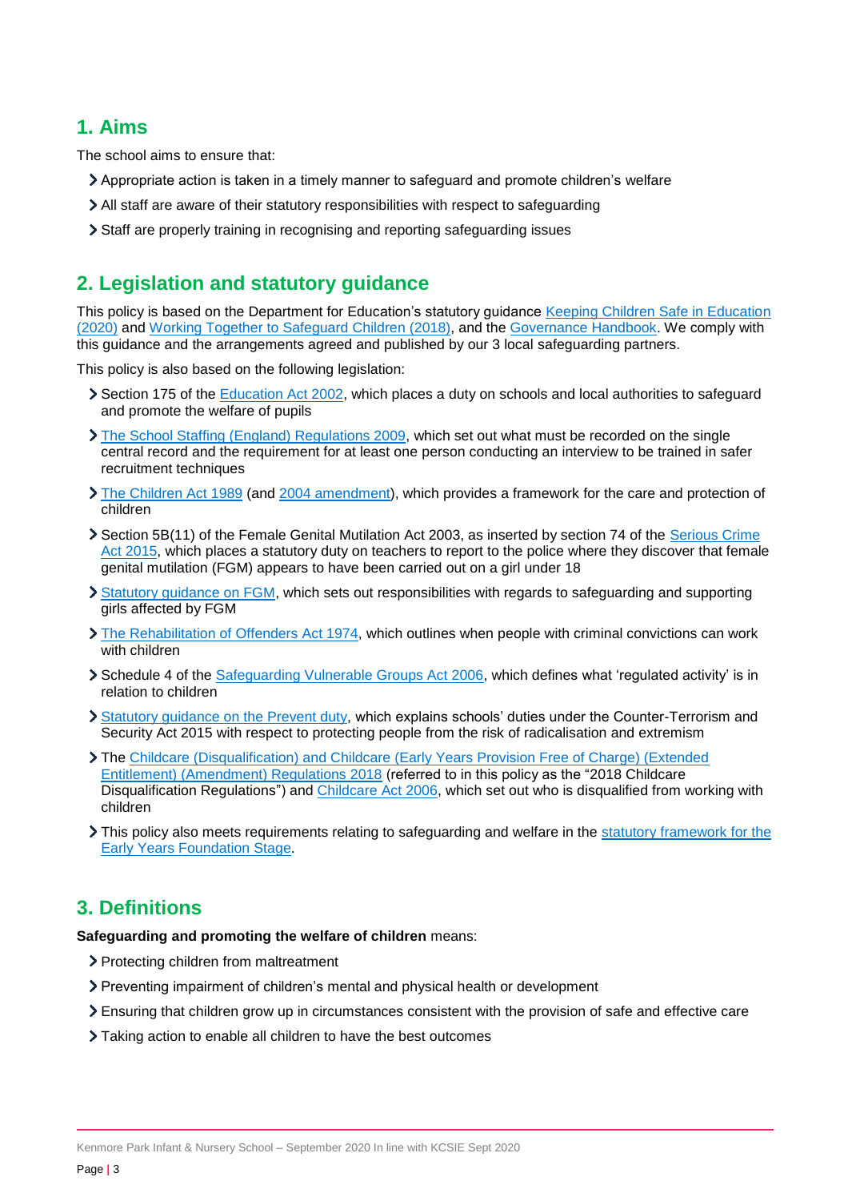## 1. Aims

The school aims to ensure that:

- Appropriate action is taken in a timely manner to safeguard and promote children's welfare
- All staff are aware of their statutory responsibilities with respect to safeguarding
- Staff are properly training in recognising and reporting safeguarding issues

## 2. Legislation and statutory guidance

This policy is based on the Department for Education's statutory guidance Keeping Children Safe in Education (2020) and Working Together to Safeguard Children (2018), and the Governance Handbook. We comply with this guidance and the arrangements agreed and published by our 3 local safeguarding partners.

This policy is also based on the following legislation:

- Section 175 of the Education Act 2002, which places a duty on schools and local authorities to safeguard and promote the welfare of pupils
- The School Staffing (England) Regulations 2009, which set out what must be recorded on the single central record and the requirement for at least one person conducting an interview to be trained in safer recruitment techniques
- The Children Act 1989 (and 2004 amendment), which provides a framework for the care and protection of children
- Section 5B(11) of the Female Genital Mutilation Act 2003, as inserted by section 74 of the Serious Crime Act 2015, which places a statutory duty on teachers to report to the police where they discover that female genital mutilation (FGM) appears to have been carried out on a girl under 18
- Statutory guidance on FGM, which sets out responsibilities with regards to safeguarding and supporting girls affected by FGM
- The Rehabilitation of Offenders Act 1974, which outlines when people with criminal convictions can work with children
- Schedule 4 of the Safeguarding Vulnerable Groups Act 2006, which defines what 'regulated activity' is in relation to children
- Statutory guidance on the Prevent duty, which explains schools' duties under the Counter-Terrorism and Security Act 2015 with respect to protecting people from the risk of radicalisation and extremism
- The Childcare (Disqualification) and Childcare (Early Years Provision Free of Charge) (Extended Entitlement) (Amendment) Regulations 2018 (referred to in this policy as the "2018 Childcare Disqualification Regulations") and Childcare Act 2006, which set out who is disqualified from working with children
- This policy also meets requirements relating to safeguarding and welfare in the statutory framework for the Early Years Foundation Stage.

## 3. Definitions

**Safeguarding and promoting the welfare of children** means:

- Protecting children from maltreatment
- Preventing impairment of children's mental and physical health or development
- Ensuring that children grow up in circumstances consistent with the provision of safe and effective care
- Taking action to enable all children to have the best outcomes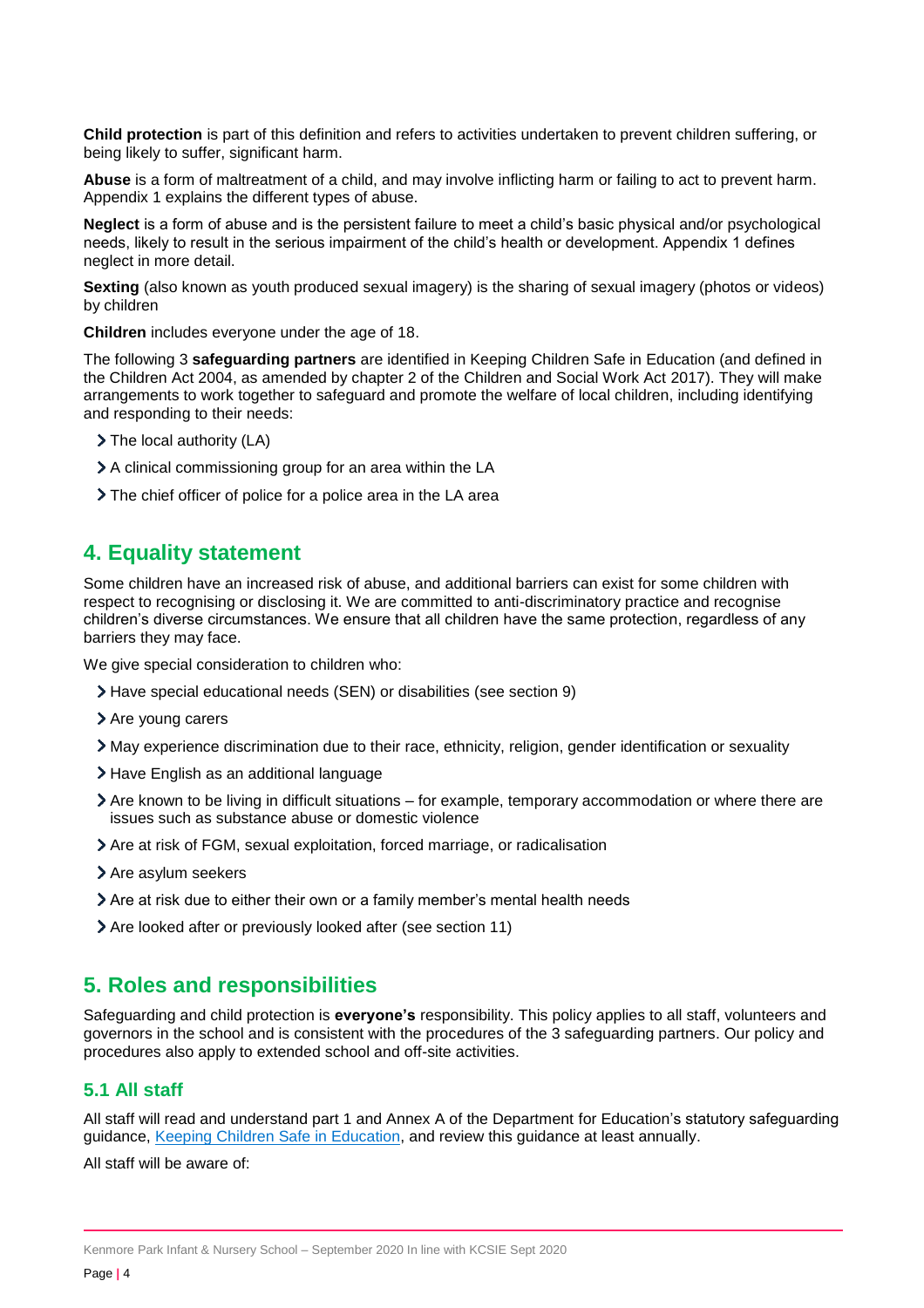**Child protection** is part of this definition and refers to activities undertaken to prevent children suffering, or being likely to suffer, significant harm.

**Abuse** is a form of maltreatment of a child, and may involve inflicting harm or failing to act to prevent harm. Appendix 1 explains the different types of abuse.

**Neglect** is a form of abuse and is the persistent failure to meet a child's basic physical and/or psychological needs, likely to result in the serious impairment of the child's health or development. Appendix 1 defines neglect in more detail.

**Sexting** (also known as youth produced sexual imagery) is the sharing of sexual imagery (photos or videos) by children

**Children** includes everyone under the age of 18.

The following 3 **safeguarding partners** are identified in Keeping Children Safe in Education (and defined in the Children Act 2004, as amended by chapter 2 of the Children and Social Work Act 2017). They will make arrangements to work together to safeguard and promote the welfare of local children, including identifying and responding to their needs:

- The local authority (LA)
- A clinical commissioning group for an area within the LA
- The chief officer of police for a police area in the LA area

## 4. Equality statement

Some children have an increased risk of abuse, and additional barriers can exist for some children with respect to recognising or disclosing it. We are committed to anti-discriminatory practice and recognise children's diverse circumstances. We ensure that all children have the same protection, regardless of any barriers they may face.

We give special consideration to children who:

- Have special educational needs (SEN) or disabilities (see section 9)
- Are young carers
- May experience discrimination due to their race, ethnicity, religion, gender identification or sexuality
- Have English as an additional language
- Are known to be living in difficult situations – for example, temporary accommodation or where there are issues such as substance abuse or domestic violence
- Are at risk of FGM, sexual exploitation, forced marriage, or radicalisation
- Are asylum seekers
- Are at risk due to either their own or a family member's mental health needs
- Are looked after or previously looked after (see section 11)

## 5. Roles and responsibilities

Safeguarding and child protection is **everyone's** responsibility. This policy applies to all staff, volunteers and governors in the school and is consistent with the procedures of the 3 safeguarding partners. Our policy and procedures also apply to extended school and off-site activities.

### 5.1 All staff

All staff will read and understand part 1 and Annex A of the Department for Education's statutory safeguarding guidance, Keeping Children Safe in Education, and review this guidance at least annually.

All staff will be aware of: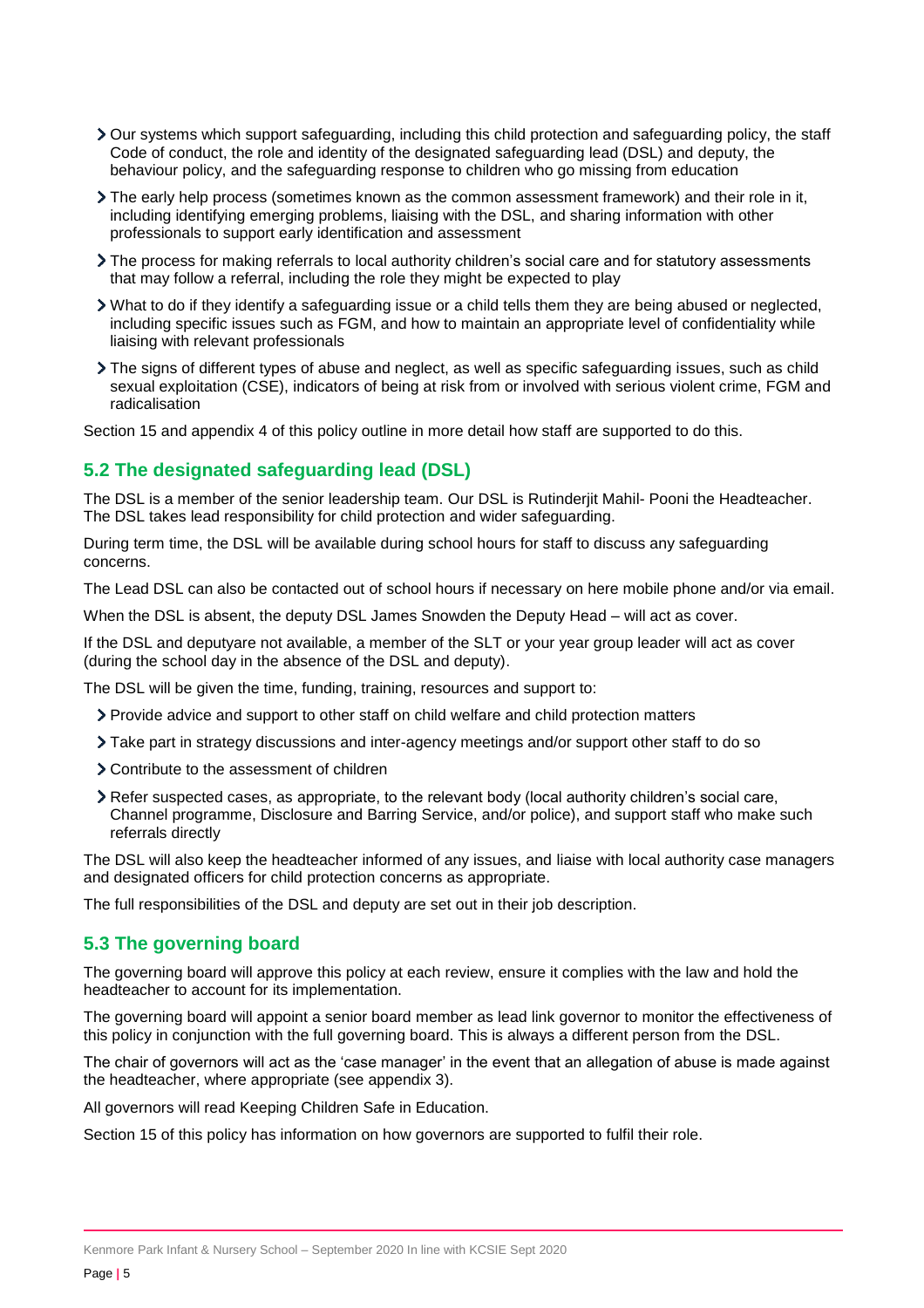- Our systems which support safeguarding, including this child protection and safeguarding policy, the staff Code of conduct, the role and identity of the designated safeguarding lead (DSL) and deputy, the behaviour policy, and the safeguarding response to children who go missing from education
- The early help process (sometimes known as the common assessment framework) and their role in it, including identifying emerging problems, liaising with the DSL, and sharing information with other professionals to support early identification and assessment
- The process for making referrals to local authority children's social care and for statutory assessments that may follow a referral, including the role they might be expected to play
- What to do if they identify a safeguarding issue or a child tells them they are being abused or neglected, including specific issues such as FGM, and how to maintain an appropriate level of confidentiality while liaising with relevant professionals
- The signs of different types of abuse and neglect, as well as specific safeguarding issues, such as child sexual exploitation (CSE), indicators of being at risk from or involved with serious violent crime, FGM and radicalisation

Section 15 and appendix 4 of this policy outline in more detail how staff are supported to do this.

## 5.2 The designated safeguarding lead (DSL)

The DSL is a member of the senior leadership team. Our DSL is Rutinderjit Mahil- Pooni the Headteacher. The DSL takes lead responsibility for child protection and wider safeguarding.

During term time, the DSL will be available during school hours for staff to discuss any safeguarding concerns.

The Lead DSL can also be contacted out of school hours if necessary on here mobile phone and/or via email.

When the DSL is absent, the deputy DSL James Snowden the Deputy Head – will act as cover.

If the DSL and deputyare not available, a member of the SLT or your year group leader will act as cover (during the school day in the absence of the DSL and deputy).

The DSL will be given the time, funding, training, resources and support to:

- Provide advice and support to other staff on child welfare and child protection matters
- Take part in strategy discussions and inter-agency meetings and/or support other staff to do so
- Contribute to the assessment of children
- Refer suspected cases, as appropriate, to the relevant body (local authority children's social care, Channel programme, Disclosure and Barring Service, and/or police), and support staff who make such referrals directly

The DSL will also keep the headteacher informed of any issues, and liaise with local authority case managers and designated officers for child protection concerns as appropriate.

The full responsibilities of the DSL and deputy are set out in their job description.

## 5.3 The governing board

The governing board will approve this policy at each review, ensure it complies with the law and hold the headteacher to account for its implementation.

The governing board will appoint a senior board member as lead link governor to monitor the effectiveness of this policy in conjunction with the full governing board. This is always a different person from the DSL.

The chair of governors will act as the 'case manager' in the event that an allegation of abuse is made against the headteacher, where appropriate (see appendix 3).

All governors will read Keeping Children Safe in Education.

Section 15 of this policy has information on how governors are supported to fulfil their role.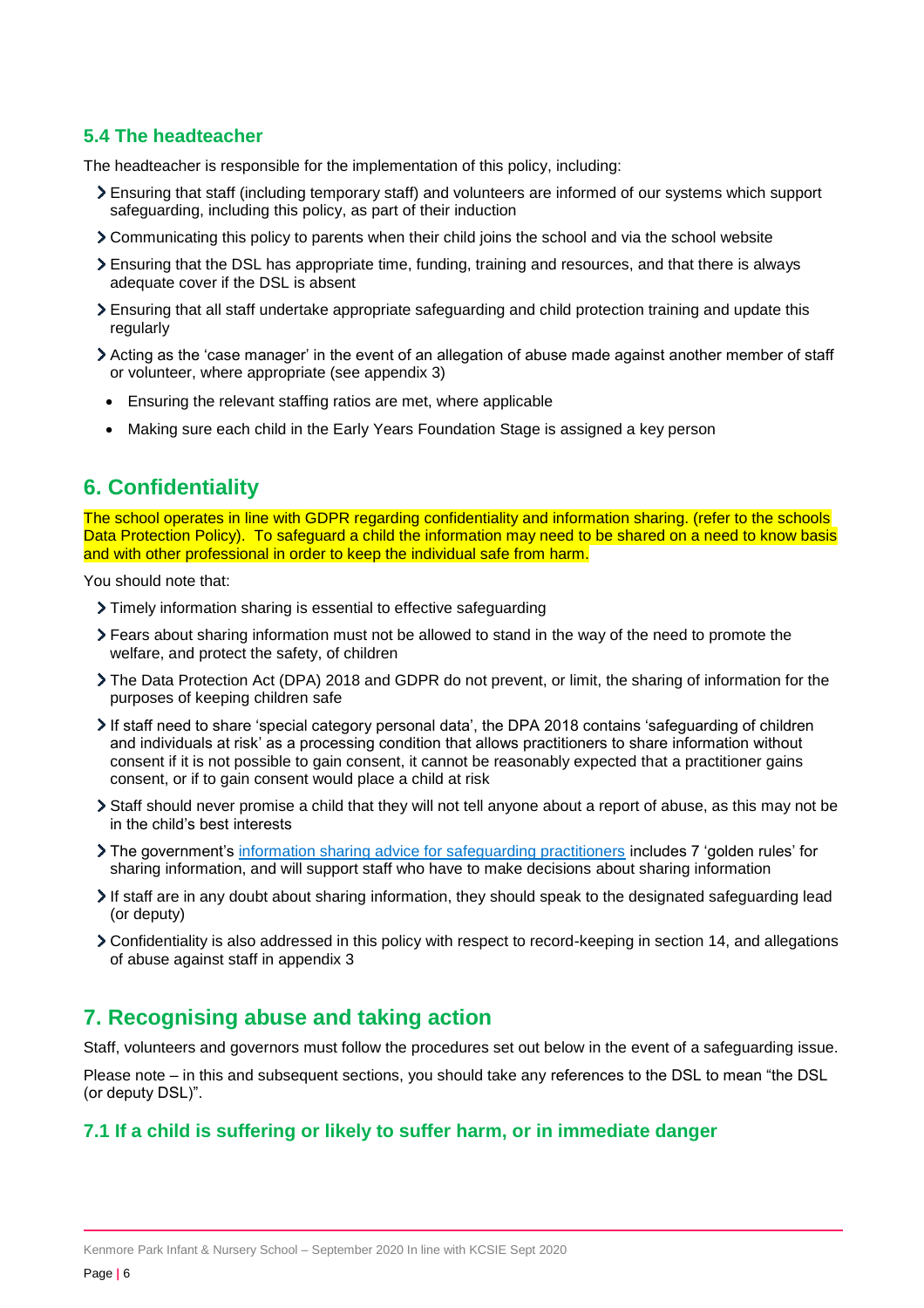### 5.4 The headteacher

The headteacher is responsible for the implementation of this policy, including:

- Ensuring that staff (including temporary staff) and volunteers are informed of our systems which support safeguarding, including this policy, as part of their induction
- Communicating this policy to parents when their child joins the school and via the school website
- Ensuring that the DSL has appropriate time, funding, training and resources, and that there is always adequate cover if the DSL is absent
- Ensuring that all staff undertake appropriate safeguarding and child protection training and update this regularly
- Acting as the 'case manager' in the event of an allegation of abuse made against another member of staff or volunteer, where appropriate (see appendix 3)
  - Ensuring the relevant staffing ratios are met, where applicable
  - Making sure each child in the Early Years Foundation Stage is assigned a key person

## 6. Confidentiality

The school operates in line with GDPR regarding confidentiality and information sharing. (refer to the schools Data Protection Policy). To safeguard a child the information may need to be shared on a need to know basis and with other professional in order to keep the individual safe from harm.

You should note that:

- Timely information sharing is essential to effective safeguarding
- Fears about sharing information must not be allowed to stand in the way of the need to promote the welfare, and protect the safety, of children
- The Data Protection Act (DPA) 2018 and GDPR do not prevent, or limit, the sharing of information for the purposes of keeping children safe
- If staff need to share 'special category personal data', the DPA 2018 contains 'safeguarding of children and individuals at risk' as a processing condition that allows practitioners to share information without consent if it is not possible to gain consent, it cannot be reasonably expected that a practitioner gains consent, or if to gain consent would place a child at risk
- Staff should never promise a child that they will not tell anyone about a report of abuse, as this may not be in the child's best interests
- The government's information sharing advice for safeguarding practitioners includes 7 'golden rules' for sharing information, and will support staff who have to make decisions about sharing information
- If staff are in any doubt about sharing information, they should speak to the designated safeguarding lead (or deputy)
- Confidentiality is also addressed in this policy with respect to record-keeping in section 14, and allegations of abuse against staff in appendix 3

## 7. Recognising abuse and taking action

Staff, volunteers and governors must follow the procedures set out below in the event of a safeguarding issue.

Please note – in this and subsequent sections, you should take any references to the DSL to mean "the DSL (or deputy DSL)".

### 7.1 If a child is suffering or likely to suffer harm, or in immediate danger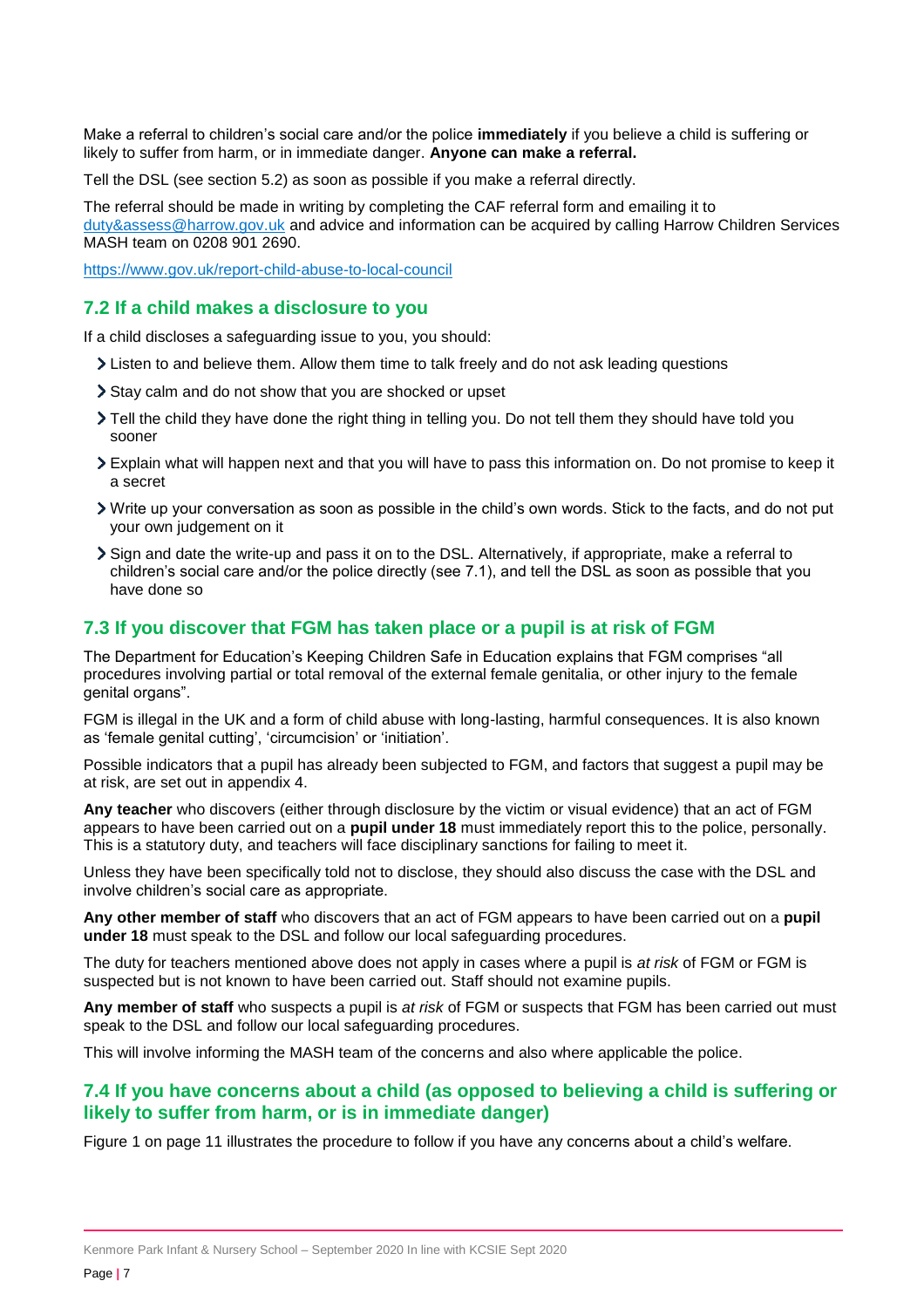Make a referral to children's social care and/or the police **immediately** if you believe a child is suffering or likely to suffer from harm, or in immediate danger. **Anyone can make a referral.**

Tell the DSL (see section 5.2) as soon as possible if you make a referral directly.

The referral should be made in writing by completing the CAF referral form and emailing it to [duty&assess@harrow.gov.uk](mailto:duty&assess@harrow.gov.uk) and advice and information can be acquired by calling Harrow Children Services MASH team on 0208 901 2690.

https://www.gov.uk/report-child-abuse-to-local-council

## 7.2 If a child makes a disclosure to you

If a child discloses a safeguarding issue to you, you should:

- Listen to and believe them. Allow them time to talk freely and do not ask leading questions
- Stay calm and do not show that you are shocked or upset
- Tell the child they have done the right thing in telling you. Do not tell them they should have told you sooner
- Explain what will happen next and that you will have to pass this information on. Do not promise to keep it a secret
- Write up your conversation as soon as possible in the child's own words. Stick to the facts, and do not put your own judgement on it
- Sign and date the write-up and pass it on to the DSL. Alternatively, if appropriate, make a referral to children's social care and/or the police directly (see 7.1), and tell the DSL as soon as possible that you have done so

## 7.3 If you discover that FGM has taken place or a pupil is at risk of FGM

The Department for Education's Keeping Children Safe in Education explains that FGM comprises "all procedures involving partial or total removal of the external female genitalia, or other injury to the female genital organs".

FGM is illegal in the UK and a form of child abuse with long-lasting, harmful consequences. It is also known as 'female genital cutting', 'circumcision' or 'initiation'.

Possible indicators that a pupil has already been subjected to FGM, and factors that suggest a pupil may be at risk, are set out in appendix 4.

**Any teacher** who discovers (either through disclosure by the victim or visual evidence) that an act of FGM appears to have been carried out on a **pupil under 18** must immediately report this to the police, personally. This is a statutory duty, and teachers will face disciplinary sanctions for failing to meet it.

Unless they have been specifically told not to disclose, they should also discuss the case with the DSL and involve children's social care as appropriate.

**Any other member of staff** who discovers that an act of FGM appears to have been carried out on a **pupil under 18** must speak to the DSL and follow our local safeguarding procedures.

The duty for teachers mentioned above does not apply in cases where a pupil is *at risk* of FGM or FGM is suspected but is not known to have been carried out. Staff should not examine pupils.

**Any member of staff** who suspects a pupil is *at risk* of FGM or suspects that FGM has been carried out must speak to the DSL and follow our local safeguarding procedures.

This will involve informing the MASH team of the concerns and also where applicable the police.

## 7.4 If you have concerns about a child (as opposed to believing a child is suffering or likely to suffer from harm, or is in immediate danger)

Figure 1 on page 11 illustrates the procedure to follow if you have any concerns about a child's welfare.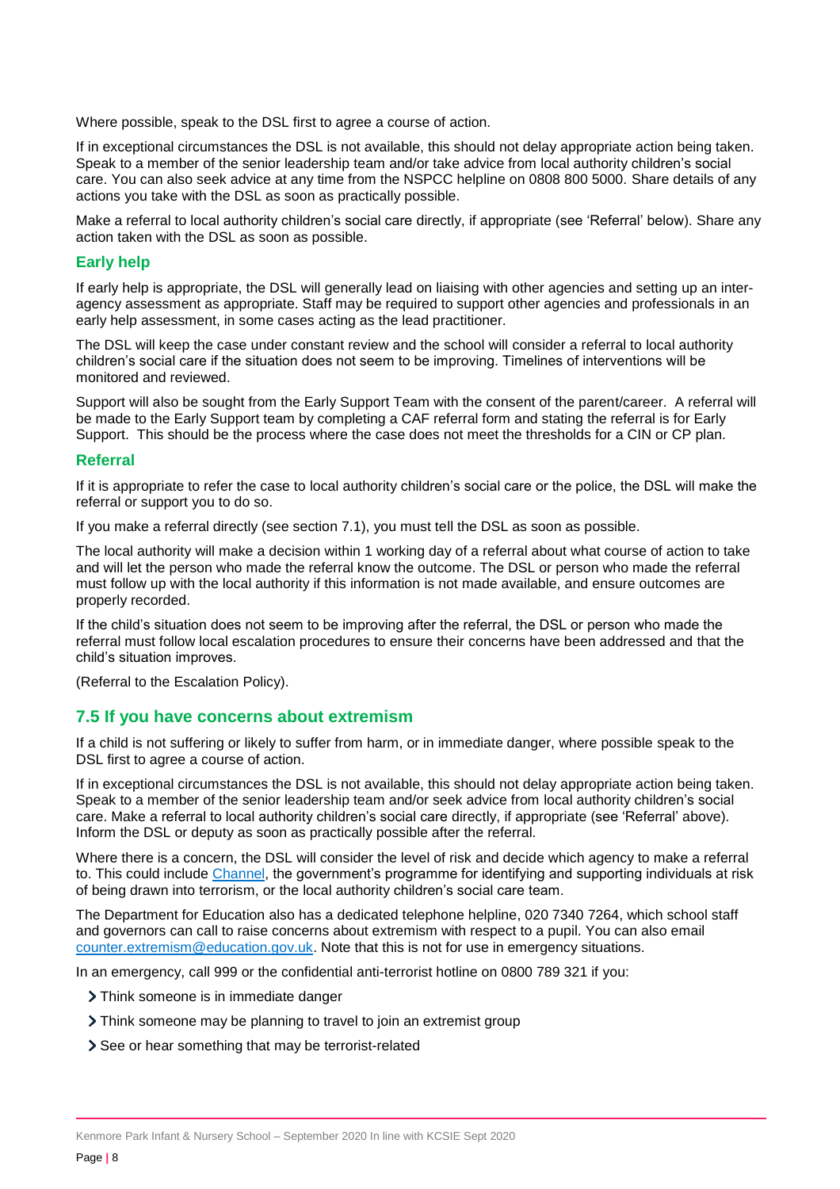Where possible, speak to the DSL first to agree a course of action.

If in exceptional circumstances the DSL is not available, this should not delay appropriate action being taken. Speak to a member of the senior leadership team and/or take advice from local authority children's social care. You can also seek advice at any time from the NSPCC helpline on 0808 800 5000. Share details of any actions you take with the DSL as soon as practically possible.

Make a referral to local authority children's social care directly, if appropriate (see 'Referral' below). Share any action taken with the DSL as soon as possible.

### Early help

If early help is appropriate, the DSL will generally lead on liaising with other agencies and setting up an inter-agency assessment as appropriate. Staff may be required to support other agencies and professionals in an early help assessment, in some cases acting as the lead practitioner.

The DSL will keep the case under constant review and the school will consider a referral to local authority children's social care if the situation does not seem to be improving. Timelines of interventions will be monitored and reviewed.

Support will also be sought from the Early Support Team with the consent of the parent/career. A referral will be made to the Early Support team by completing a CAF referral form and stating the referral is for Early Support. This should be the process where the case does not meet the thresholds for a CIN or CP plan.

### Referral

If it is appropriate to refer the case to local authority children's social care or the police, the DSL will make the referral or support you to do so.

If you make a referral directly (see section 7.1), you must tell the DSL as soon as possible.

The local authority will make a decision within 1 working day of a referral about what course of action to take and will let the person who made the referral know the outcome. The DSL or person who made the referral must follow up with the local authority if this information is not made available, and ensure outcomes are properly recorded.

If the child's situation does not seem to be improving after the referral, the DSL or person who made the referral must follow local escalation procedures to ensure their concerns have been addressed and that the child's situation improves.

(Referral to the Escalation Policy).

## 7.5 If you have concerns about extremism

If a child is not suffering or likely to suffer from harm, or in immediate danger, where possible speak to the DSL first to agree a course of action.

If in exceptional circumstances the DSL is not available, this should not delay appropriate action being taken. Speak to a member of the senior leadership team and/or seek advice from local authority children's social care. Make a referral to local authority children's social care directly, if appropriate (see 'Referral' above). Inform the DSL or deputy as soon as practically possible after the referral.

Where there is a concern, the DSL will consider the level of risk and decide which agency to make a referral to. This could include Channel, the government's programme for identifying and supporting individuals at risk of being drawn into terrorism, or the local authority children's social care team.

The Department for Education also has a dedicated telephone helpline, 020 7340 7264, which school staff and governors can call to raise concerns about extremism with respect to a pupil. You can also email counter.extremism@education.gov.uk. Note that this is not for use in emergency situations.

In an emergency, call 999 or the confidential anti-terrorist hotline on 0800 789 321 if you:

- Think someone is in immediate danger
- Think someone may be planning to travel to join an extremist group
- See or hear something that may be terrorist-related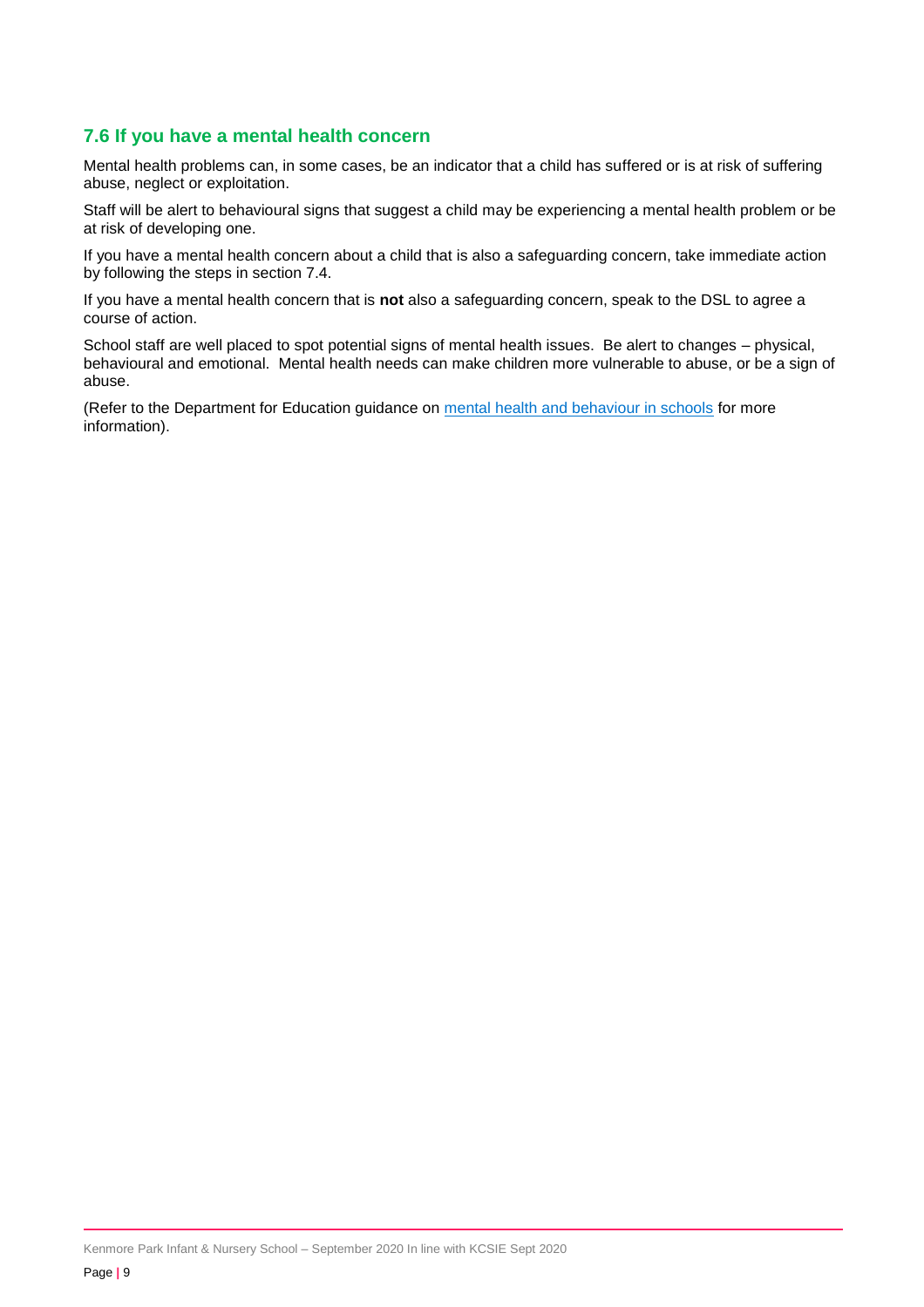### 7.6 If you have a mental health concern

Mental health problems can, in some cases, be an indicator that a child has suffered or is at risk of suffering abuse, neglect or exploitation.

Staff will be alert to behavioural signs that suggest a child may be experiencing a mental health problem or be at risk of developing one.

If you have a mental health concern about a child that is also a safeguarding concern, take immediate action by following the steps in section 7.4.

If you have a mental health concern that is **not** also a safeguarding concern, speak to the DSL to agree a course of action.

School staff are well placed to spot potential signs of mental health issues. Be alert to changes – physical, behavioural and emotional. Mental health needs can make children more vulnerable to abuse, or be a sign of abuse.

(Refer to the Department for Education guidance on mental health and behaviour in schools for more information).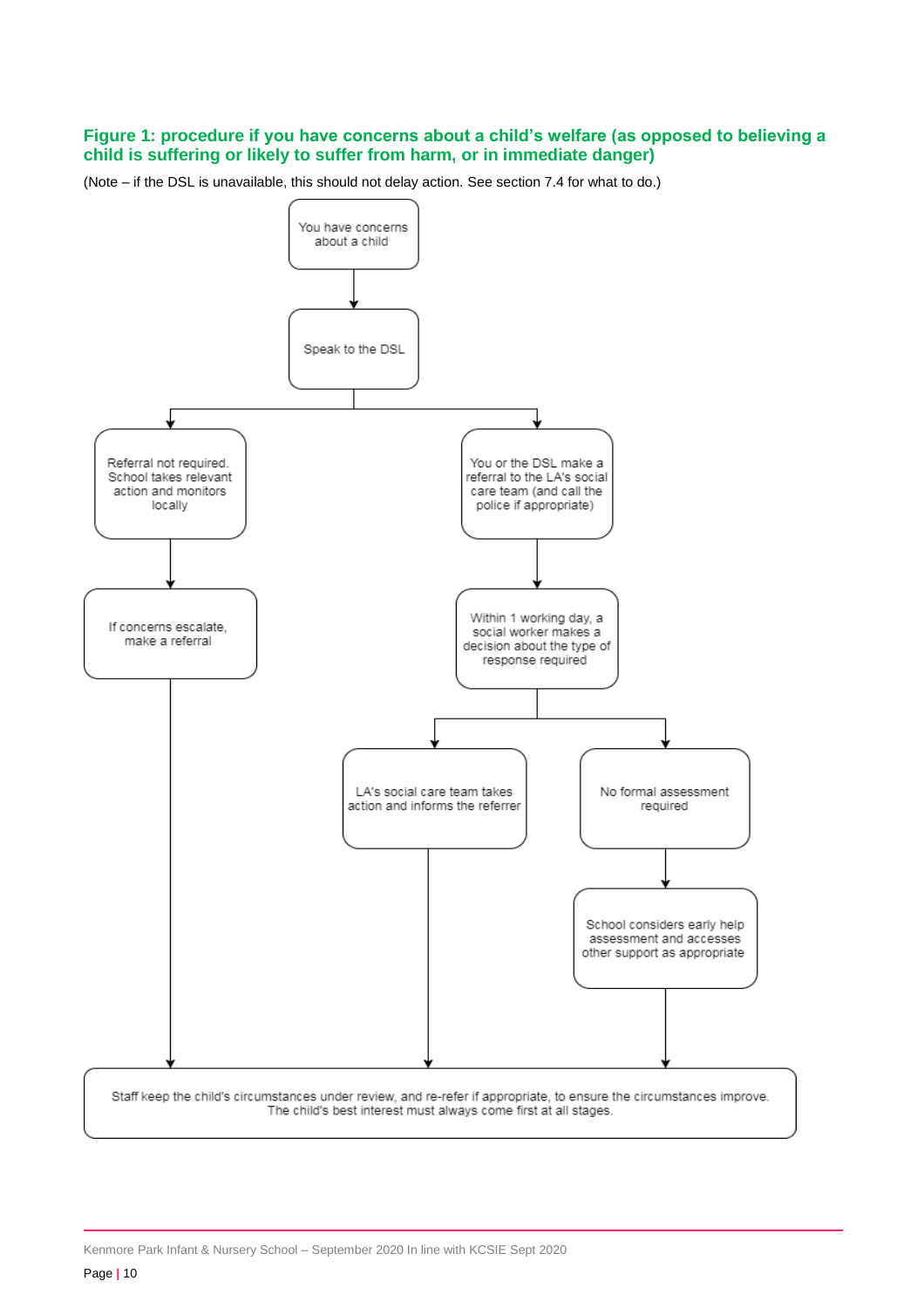#### Figure 1: procedure if you have concerns about a child's welfare (as opposed to believing a child is suffering or likely to suffer from harm, or in immediate danger)

(Note – if the DSL is unavailable, this should not delay action. See section 7.4 for what to do.)

You have concerns about a child

Speak to the DSL

Referral not required. School takes relevant action and monitors locally

If concerns escalate, make a referral

You or the DSL make a referral to the LA's social care team (and call the police if appropriate)

Within 1 working day, a social worker makes a decision about the type of response required

LA's social care team takes action and informs the referrer

No formal assessment required

School considers early help assessment and accesses other support as appropriate

Staff keep the child's circumstances under review, and re-refer if appropriate, to ensure the circumstances improve. The child's best interest must always come first at all stages.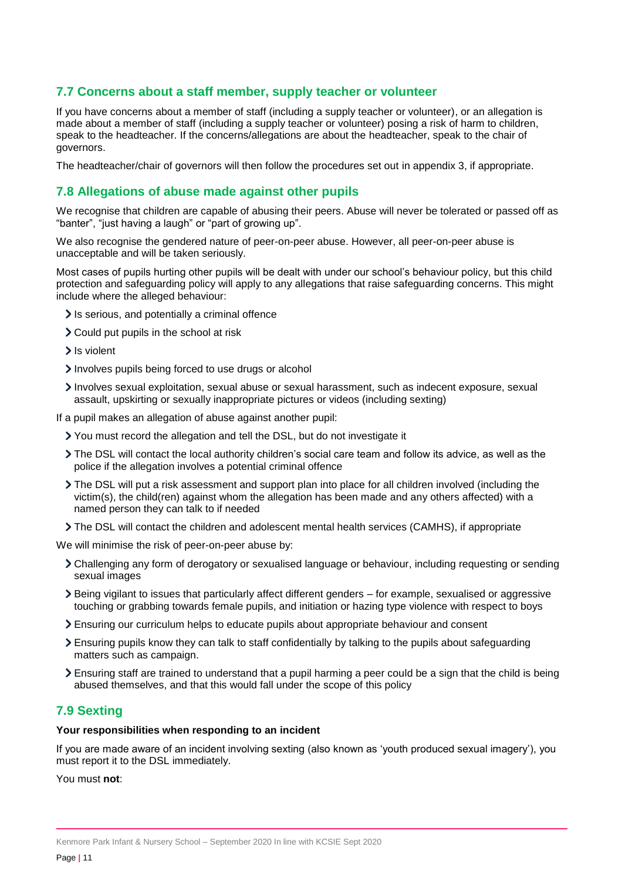## 7.7 Concerns about a staff member, supply teacher or volunteer

If you have concerns about a member of staff (including a supply teacher or volunteer), or an allegation is made about a member of staff (including a supply teacher or volunteer) posing a risk of harm to children, speak to the headteacher. If the concerns/allegations are about the headteacher, speak to the chair of governors.

The headteacher/chair of governors will then follow the procedures set out in appendix 3, if appropriate.

## 7.8 Allegations of abuse made against other pupils

We recognise that children are capable of abusing their peers. Abuse will never be tolerated or passed off as "banter", "just having a laugh" or "part of growing up".

We also recognise the gendered nature of peer-on-peer abuse. However, all peer-on-peer abuse is unacceptable and will be taken seriously.

Most cases of pupils hurting other pupils will be dealt with under our school's behaviour policy, but this child protection and safeguarding policy will apply to any allegations that raise safeguarding concerns. This might include where the alleged behaviour:

- Is serious, and potentially a criminal offence
- Could put pupils in the school at risk
- Is violent
- Involves pupils being forced to use drugs or alcohol
- Involves sexual exploitation, sexual abuse or sexual harassment, such as indecent exposure, sexual assault, upskirting or sexually inappropriate pictures or videos (including sexting)

If a pupil makes an allegation of abuse against another pupil:

- You must record the allegation and tell the DSL, but do not investigate it
- The DSL will contact the local authority children's social care team and follow its advice, as well as the police if the allegation involves a potential criminal offence
- The DSL will put a risk assessment and support plan into place for all children involved (including the victim(s), the child(ren) against whom the allegation has been made and any others affected) with a named person they can talk to if needed
- The DSL will contact the children and adolescent mental health services (CAMHS), if appropriate

We will minimise the risk of peer-on-peer abuse by:

- Challenging any form of derogatory or sexualised language or behaviour, including requesting or sending sexual images
- Being vigilant to issues that particularly affect different genders – for example, sexualised or aggressive touching or grabbing towards female pupils, and initiation or hazing type violence with respect to boys
- Ensuring our curriculum helps to educate pupils about appropriate behaviour and consent
- Ensuring pupils know they can talk to staff confidentially by talking to the pupils about safeguarding matters such as campaign.
- Ensuring staff are trained to understand that a pupil harming a peer could be a sign that the child is being abused themselves, and that this would fall under the scope of this policy

## 7.9 Sexting

**Your responsibilities when responding to an incident**

If you are made aware of an incident involving sexting (also known as 'youth produced sexual imagery'), you must report it to the DSL immediately.

You must **not**: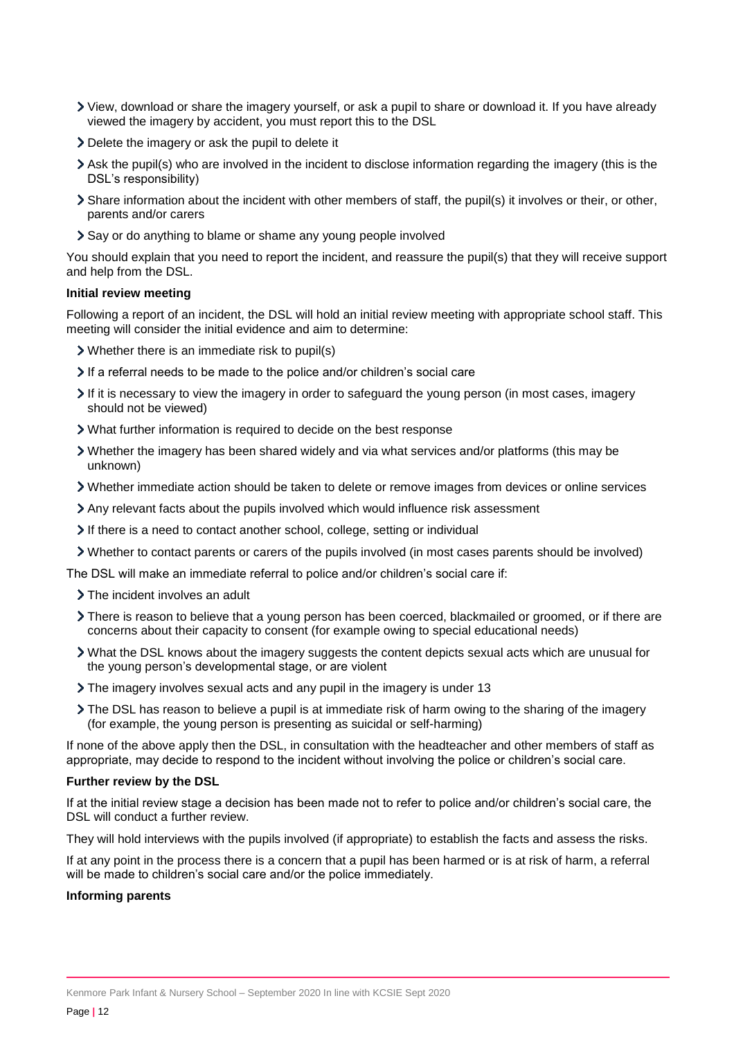- View, download or share the imagery yourself, or ask a pupil to share or download it. If you have already viewed the imagery by accident, you must report this to the DSL
- Delete the imagery or ask the pupil to delete it
- Ask the pupil(s) who are involved in the incident to disclose information regarding the imagery (this is the DSL's responsibility)
- Share information about the incident with other members of staff, the pupil(s) it involves or their, or other, parents and/or carers
- Say or do anything to blame or shame any young people involved

You should explain that you need to report the incident, and reassure the pupil(s) that they will receive support and help from the DSL.

**Initial review meeting**

Following a report of an incident, the DSL will hold an initial review meeting with appropriate school staff. This meeting will consider the initial evidence and aim to determine:

- Whether there is an immediate risk to pupil(s)
- If a referral needs to be made to the police and/or children's social care
- If it is necessary to view the imagery in order to safeguard the young person (in most cases, imagery should not be viewed)
- What further information is required to decide on the best response
- Whether the imagery has been shared widely and via what services and/or platforms (this may be unknown)
- Whether immediate action should be taken to delete or remove images from devices or online services
- Any relevant facts about the pupils involved which would influence risk assessment
- If there is a need to contact another school, college, setting or individual
- Whether to contact parents or carers of the pupils involved (in most cases parents should be involved)

The DSL will make an immediate referral to police and/or children's social care if:

- The incident involves an adult
- There is reason to believe that a young person has been coerced, blackmailed or groomed, or if there are concerns about their capacity to consent (for example owing to special educational needs)
- What the DSL knows about the imagery suggests the content depicts sexual acts which are unusual for the young person's developmental stage, or are violent
- The imagery involves sexual acts and any pupil in the imagery is under 13
- The DSL has reason to believe a pupil is at immediate risk of harm owing to the sharing of the imagery (for example, the young person is presenting as suicidal or self-harming)

If none of the above apply then the DSL, in consultation with the headteacher and other members of staff as appropriate, may decide to respond to the incident without involving the police or children's social care.

**Further review by the DSL**

If at the initial review stage a decision has been made not to refer to police and/or children's social care, the DSL will conduct a further review.

They will hold interviews with the pupils involved (if appropriate) to establish the facts and assess the risks.

If at any point in the process there is a concern that a pupil has been harmed or is at risk of harm, a referral will be made to children's social care and/or the police immediately.

**Informing parents**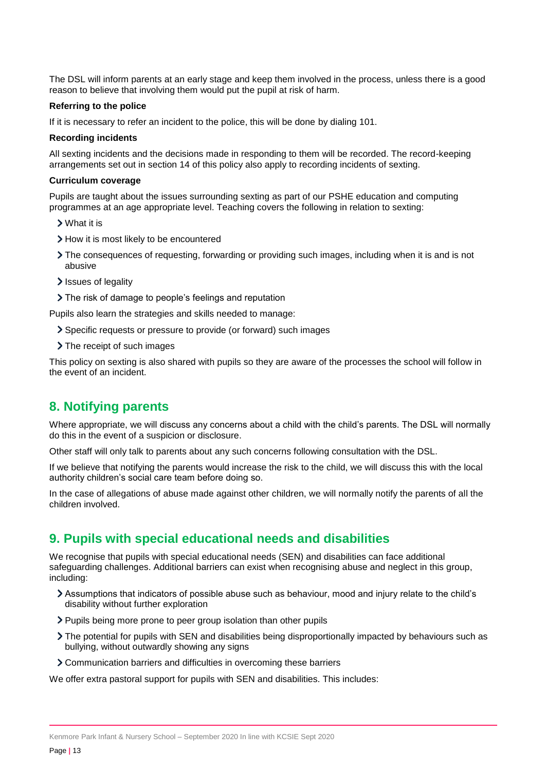The DSL will inform parents at an early stage and keep them involved in the process, unless there is a good reason to believe that involving them would put the pupil at risk of harm.

**Referring to the police**

If it is necessary to refer an incident to the police, this will be done by dialing 101.

**Recording incidents**

All sexting incidents and the decisions made in responding to them will be recorded. The record-keeping arrangements set out in section 14 of this policy also apply to recording incidents of sexting.

**Curriculum coverage**

Pupils are taught about the issues surrounding sexting as part of our PSHE education and computing programmes at an age appropriate level. Teaching covers the following in relation to sexting:

- What it is
- How it is most likely to be encountered
- The consequences of requesting, forwarding or providing such images, including when it is and is not abusive
- Issues of legality
- The risk of damage to people's feelings and reputation

Pupils also learn the strategies and skills needed to manage:

- Specific requests or pressure to provide (or forward) such images
- The receipt of such images

This policy on sexting is also shared with pupils so they are aware of the processes the school will follow in the event of an incident.

## 8. Notifying parents

Where appropriate, we will discuss any concerns about a child with the child's parents. The DSL will normally do this in the event of a suspicion or disclosure.

Other staff will only talk to parents about any such concerns following consultation with the DSL.

If we believe that notifying the parents would increase the risk to the child, we will discuss this with the local authority children's social care team before doing so.

In the case of allegations of abuse made against other children, we will normally notify the parents of all the children involved.

## 9. Pupils with special educational needs and disabilities

We recognise that pupils with special educational needs (SEN) and disabilities can face additional safeguarding challenges. Additional barriers can exist when recognising abuse and neglect in this group, including:

- Assumptions that indicators of possible abuse such as behaviour, mood and injury relate to the child's disability without further exploration
- Pupils being more prone to peer group isolation than other pupils
- The potential for pupils with SEN and disabilities being disproportionally impacted by behaviours such as bullying, without outwardly showing any signs
- Communication barriers and difficulties in overcoming these barriers

We offer extra pastoral support for pupils with SEN and disabilities. This includes: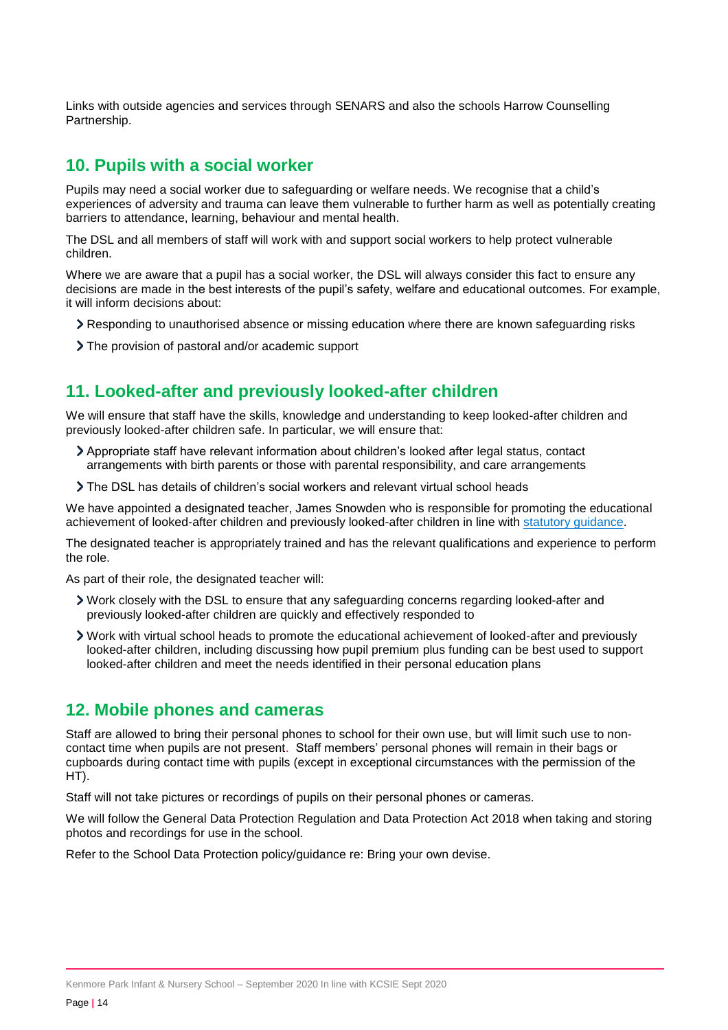Links with outside agencies and services through SENARS and also the schools Harrow Counselling Partnership.

## 10. Pupils with a social worker

Pupils may need a social worker due to safeguarding or welfare needs. We recognise that a child's experiences of adversity and trauma can leave them vulnerable to further harm as well as potentially creating barriers to attendance, learning, behaviour and mental health.

The DSL and all members of staff will work with and support social workers to help protect vulnerable children.

Where we are aware that a pupil has a social worker, the DSL will always consider this fact to ensure any decisions are made in the best interests of the pupil's safety, welfare and educational outcomes. For example, it will inform decisions about:

- Responding to unauthorised absence or missing education where there are known safeguarding risks
- The provision of pastoral and/or academic support

## 11. Looked-after and previously looked-after children

We will ensure that staff have the skills, knowledge and understanding to keep looked-after children and previously looked-after children safe. In particular, we will ensure that:

- Appropriate staff have relevant information about children's looked after legal status, contact arrangements with birth parents or those with parental responsibility, and care arrangements
- The DSL has details of children's social workers and relevant virtual school heads

We have appointed a designated teacher, James Snowden who is responsible for promoting the educational achievement of looked-after children and previously looked-after children in line with statutory guidance.

The designated teacher is appropriately trained and has the relevant qualifications and experience to perform the role.

As part of their role, the designated teacher will:

- Work closely with the DSL to ensure that any safeguarding concerns regarding looked-after and previously looked-after children are quickly and effectively responded to
- Work with virtual school heads to promote the educational achievement of looked-after and previously looked-after children, including discussing how pupil premium plus funding can be best used to support looked-after children and meet the needs identified in their personal education plans

## 12. Mobile phones and cameras

Staff are allowed to bring their personal phones to school for their own use, but will limit such use to non-contact time when pupils are not present. Staff members' personal phones will remain in their bags or cupboards during contact time with pupils (except in exceptional circumstances with the permission of the HT).

Staff will not take pictures or recordings of pupils on their personal phones or cameras.

We will follow the General Data Protection Regulation and Data Protection Act 2018 when taking and storing photos and recordings for use in the school.

Refer to the School Data Protection policy/guidance re: Bring your own devise.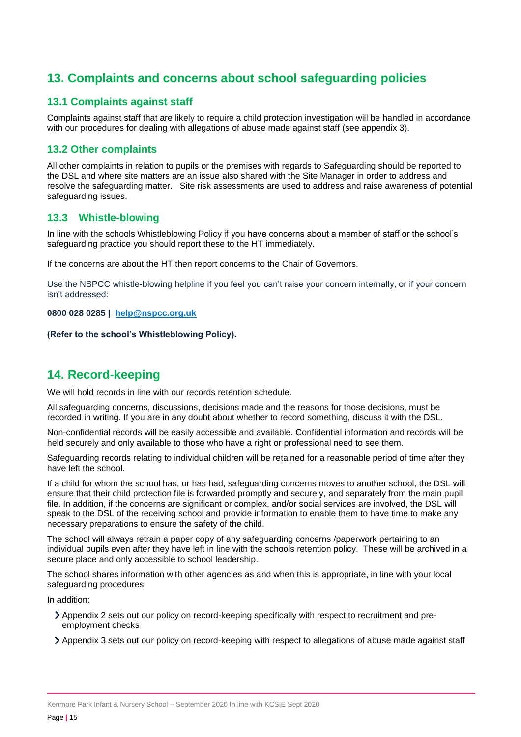## 13. Complaints and concerns about school safeguarding policies

### 13.1 Complaints against staff

Complaints against staff that are likely to require a child protection investigation will be handled in accordance with our procedures for dealing with allegations of abuse made against staff (see appendix 3).

### 13.2 Other complaints

All other complaints in relation to pupils or the premises with regards to Safeguarding should be reported to the DSL and where site matters are an issue also shared with the Site Manager in order to address and resolve the safeguarding matter. Site risk assessments are used to address and raise awareness of potential safeguarding issues.

### 13.3 Whistle-blowing

In line with the schools Whistleblowing Policy if you have concerns about a member of staff or the school's safeguarding practice you should report these to the HT immediately.

If the concerns are about the HT then report concerns to the Chair of Governors.

Use the NSPCC whistle-blowing helpline if you feel you can't raise your concern internally, or if your concern isn't addressed:

**0800 028 0285 | help@nspcc.org.uk**

**(Refer to the school's Whistleblowing Policy).**

## 14. Record-keeping

We will hold records in line with our records retention schedule.

All safeguarding concerns, discussions, decisions made and the reasons for those decisions, must be recorded in writing. If you are in any doubt about whether to record something, discuss it with the DSL.

Non-confidential records will be easily accessible and available. Confidential information and records will be held securely and only available to those who have a right or professional need to see them.

Safeguarding records relating to individual children will be retained for a reasonable period of time after they have left the school.

If a child for whom the school has, or has had, safeguarding concerns moves to another school, the DSL will ensure that their child protection file is forwarded promptly and securely, and separately from the main pupil file. In addition, if the concerns are significant or complex, and/or social services are involved, the DSL will speak to the DSL of the receiving school and provide information to enable them to have time to make any necessary preparations to ensure the safety of the child.

The school will always retrain a paper copy of any safeguarding concerns /paperwork pertaining to an individual pupils even after they have left in line with the schools retention policy. These will be archived in a secure place and only accessible to school leadership.

The school shares information with other agencies as and when this is appropriate, in line with your local safeguarding procedures.

In addition:

- Appendix 2 sets out our policy on record-keeping specifically with respect to recruitment and pre-employment checks
- Appendix 3 sets out our policy on record-keeping with respect to allegations of abuse made against staff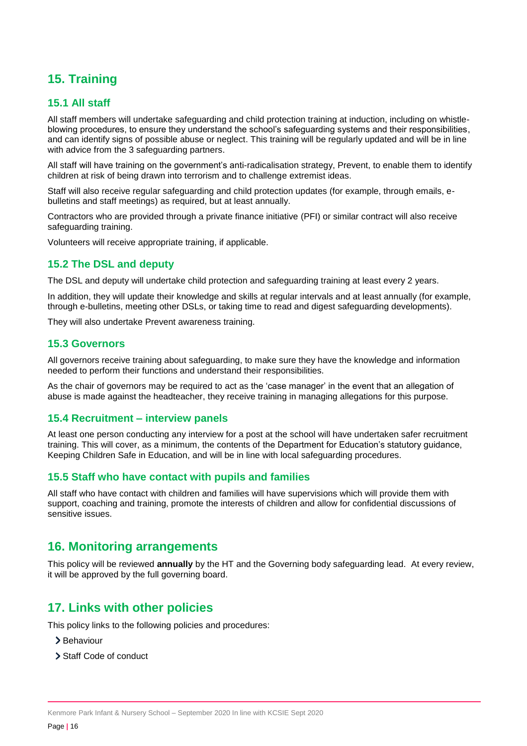## 15. Training

### 15.1 All staff

All staff members will undertake safeguarding and child protection training at induction, including on whistle-blowing procedures, to ensure they understand the school's safeguarding systems and their responsibilities, and can identify signs of possible abuse or neglect. This training will be regularly updated and will be in line with advice from the 3 safeguarding partners.

All staff will have training on the government's anti-radicalisation strategy, Prevent, to enable them to identify children at risk of being drawn into terrorism and to challenge extremist ideas.

Staff will also receive regular safeguarding and child protection updates (for example, through emails, e-bulletins and staff meetings) as required, but at least annually.

Contractors who are provided through a private finance initiative (PFI) or similar contract will also receive safeguarding training.

Volunteers will receive appropriate training, if applicable.

### 15.2 The DSL and deputy

The DSL and deputy will undertake child protection and safeguarding training at least every 2 years.

In addition, they will update their knowledge and skills at regular intervals and at least annually (for example, through e-bulletins, meeting other DSLs, or taking time to read and digest safeguarding developments).

They will also undertake Prevent awareness training.

### 15.3 Governors

All governors receive training about safeguarding, to make sure they have the knowledge and information needed to perform their functions and understand their responsibilities.

As the chair of governors may be required to act as the 'case manager' in the event that an allegation of abuse is made against the headteacher, they receive training in managing allegations for this purpose.

### 15.4 Recruitment – interview panels

At least one person conducting any interview for a post at the school will have undertaken safer recruitment training. This will cover, as a minimum, the contents of the Department for Education's statutory guidance, Keeping Children Safe in Education, and will be in line with local safeguarding procedures.

### 15.5 Staff who have contact with pupils and families

All staff who have contact with children and families will have supervisions which will provide them with support, coaching and training, promote the interests of children and allow for confidential discussions of sensitive issues.

## 16. Monitoring arrangements

This policy will be reviewed **annually** by the HT and the Governing body safeguarding lead. At every review, it will be approved by the full governing board.

## 17. Links with other policies

This policy links to the following policies and procedures:

- Behaviour
- Staff Code of conduct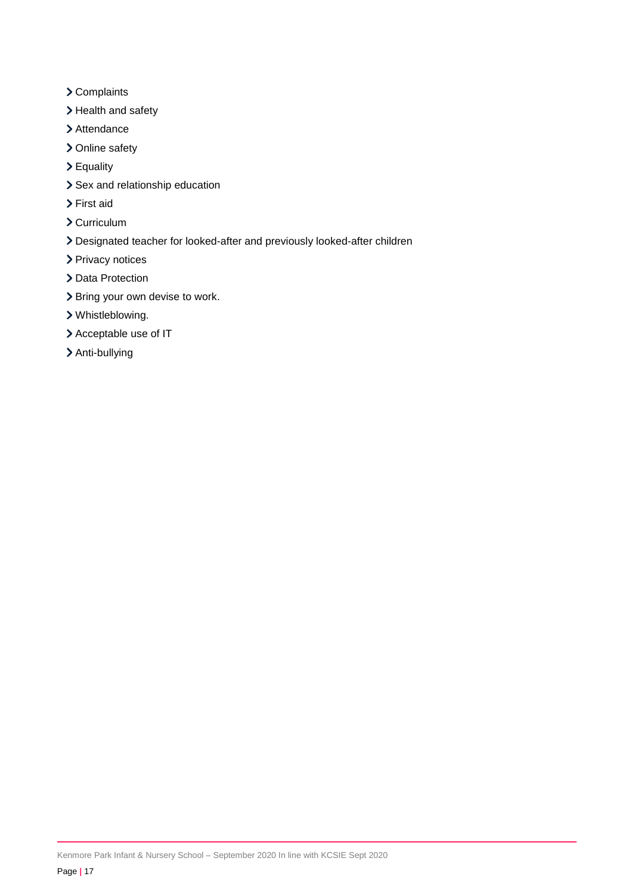- Complaints
- Health and safety
- Attendance
- Online safety
- Equality
- Sex and relationship education
- First aid
- Curriculum
- Designated teacher for looked-after and previously looked-after children
- Privacy notices
- Data Protection
- Bring your own devise to work.
- Whistleblowing.
- Acceptable use of IT
- Anti-bullying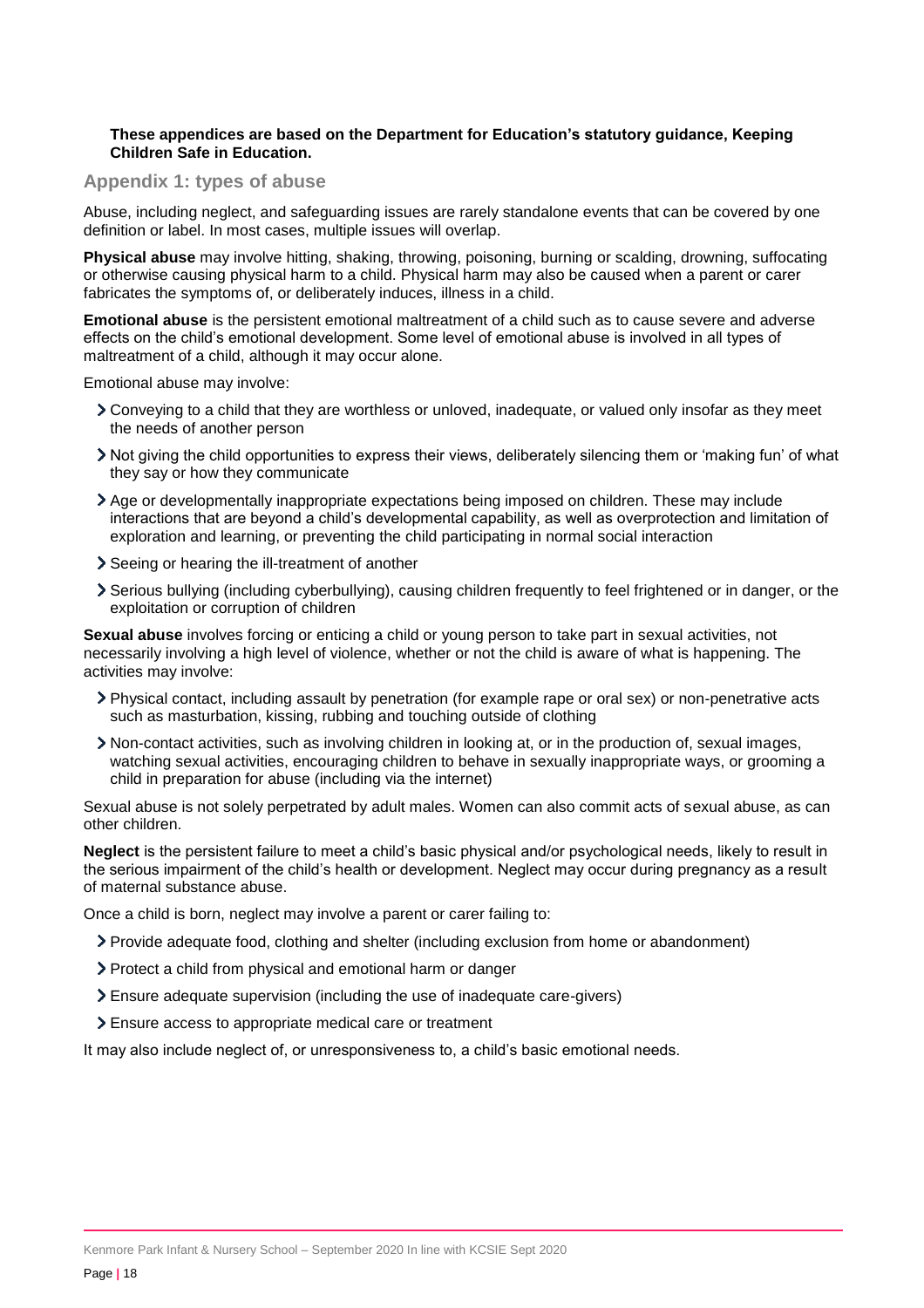**These appendices are based on the Department for Education's statutory guidance, Keeping Children Safe in Education.**

## Appendix 1: types of abuse

Abuse, including neglect, and safeguarding issues are rarely standalone events that can be covered by one definition or label. In most cases, multiple issues will overlap.

**Physical abuse** may involve hitting, shaking, throwing, poisoning, burning or scalding, drowning, suffocating or otherwise causing physical harm to a child. Physical harm may also be caused when a parent or carer fabricates the symptoms of, or deliberately induces, illness in a child.

**Emotional abuse** is the persistent emotional maltreatment of a child such as to cause severe and adverse effects on the child's emotional development. Some level of emotional abuse is involved in all types of maltreatment of a child, although it may occur alone.

Emotional abuse may involve:

- Conveying to a child that they are worthless or unloved, inadequate, or valued only insofar as they meet the needs of another person
- Not giving the child opportunities to express their views, deliberately silencing them or 'making fun' of what they say or how they communicate
- Age or developmentally inappropriate expectations being imposed on children. These may include interactions that are beyond a child's developmental capability, as well as overprotection and limitation of exploration and learning, or preventing the child participating in normal social interaction
- Seeing or hearing the ill-treatment of another
- Serious bullying (including cyberbullying), causing children frequently to feel frightened or in danger, or the exploitation or corruption of children

**Sexual abuse** involves forcing or enticing a child or young person to take part in sexual activities, not necessarily involving a high level of violence, whether or not the child is aware of what is happening. The activities may involve:

- Physical contact, including assault by penetration (for example rape or oral sex) or non-penetrative acts such as masturbation, kissing, rubbing and touching outside of clothing
- Non-contact activities, such as involving children in looking at, or in the production of, sexual images, watching sexual activities, encouraging children to behave in sexually inappropriate ways, or grooming a child in preparation for abuse (including via the internet)

Sexual abuse is not solely perpetrated by adult males. Women can also commit acts of sexual abuse, as can other children.

**Neglect** is the persistent failure to meet a child's basic physical and/or psychological needs, likely to result in the serious impairment of the child's health or development. Neglect may occur during pregnancy as a result of maternal substance abuse.

Once a child is born, neglect may involve a parent or carer failing to:

- Provide adequate food, clothing and shelter (including exclusion from home or abandonment)
- Protect a child from physical and emotional harm or danger
- Ensure adequate supervision (including the use of inadequate care-givers)
- Ensure access to appropriate medical care or treatment

It may also include neglect of, or unresponsiveness to, a child's basic emotional needs.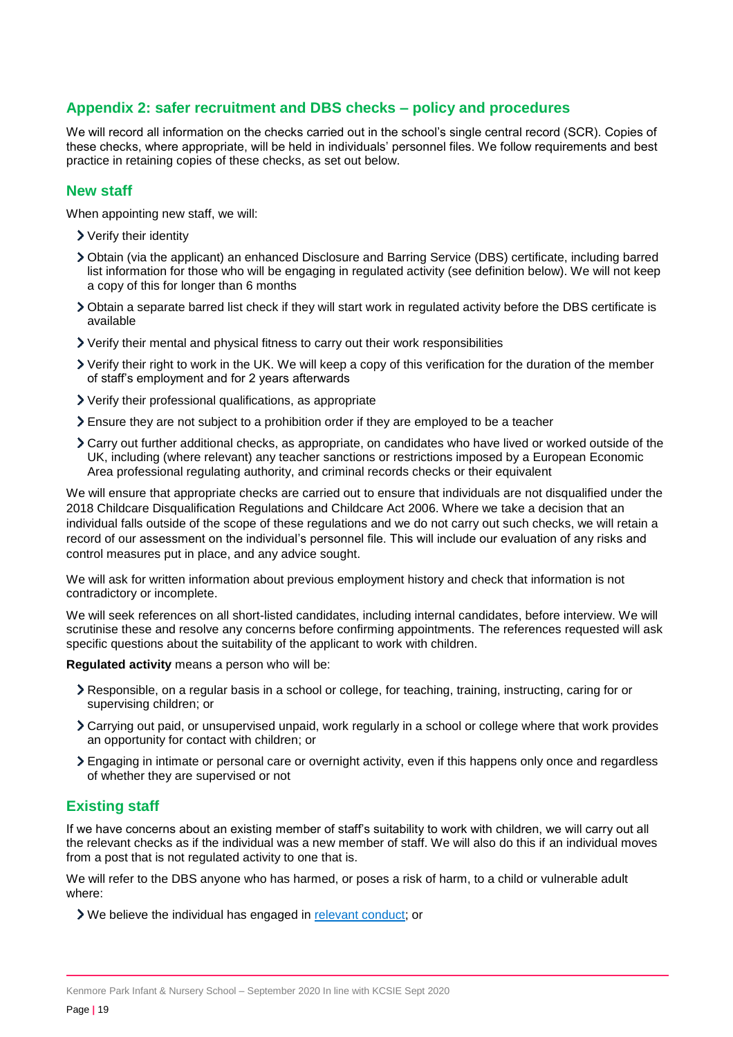## Appendix 2: safer recruitment and DBS checks – policy and procedures

We will record all information on the checks carried out in the school's single central record (SCR). Copies of these checks, where appropriate, will be held in individuals' personnel files. We follow requirements and best practice in retaining copies of these checks, as set out below.

### New staff

When appointing new staff, we will:

- Verify their identity
- Obtain (via the applicant) an enhanced Disclosure and Barring Service (DBS) certificate, including barred list information for those who will be engaging in regulated activity (see definition below). We will not keep a copy of this for longer than 6 months
- Obtain a separate barred list check if they will start work in regulated activity before the DBS certificate is available
- Verify their mental and physical fitness to carry out their work responsibilities
- Verify their right to work in the UK. We will keep a copy of this verification for the duration of the member of staff's employment and for 2 years afterwards
- Verify their professional qualifications, as appropriate
- Ensure they are not subject to a prohibition order if they are employed to be a teacher
- Carry out further additional checks, as appropriate, on candidates who have lived or worked outside of the UK, including (where relevant) any teacher sanctions or restrictions imposed by a European Economic Area professional regulating authority, and criminal records checks or their equivalent

We will ensure that appropriate checks are carried out to ensure that individuals are not disqualified under the 2018 Childcare Disqualification Regulations and Childcare Act 2006. Where we take a decision that an individual falls outside of the scope of these regulations and we do not carry out such checks, we will retain a record of our assessment on the individual's personnel file. This will include our evaluation of any risks and control measures put in place, and any advice sought.

We will ask for written information about previous employment history and check that information is not contradictory or incomplete.

We will seek references on all short-listed candidates, including internal candidates, before interview. We will scrutinise these and resolve any concerns before confirming appointments. The references requested will ask specific questions about the suitability of the applicant to work with children.

**Regulated activity** means a person who will be:

- Responsible, on a regular basis in a school or college, for teaching, training, instructing, caring for or supervising children; or
- Carrying out paid, or unsupervised unpaid, work regularly in a school or college where that work provides an opportunity for contact with children; or
- Engaging in intimate or personal care or overnight activity, even if this happens only once and regardless of whether they are supervised or not

### Existing staff

If we have concerns about an existing member of staff's suitability to work with children, we will carry out all the relevant checks as if the individual was a new member of staff. We will also do this if an individual moves from a post that is not regulated activity to one that is.

We will refer to the DBS anyone who has harmed, or poses a risk of harm, to a child or vulnerable adult where:

- We believe the individual has engaged in relevant conduct; or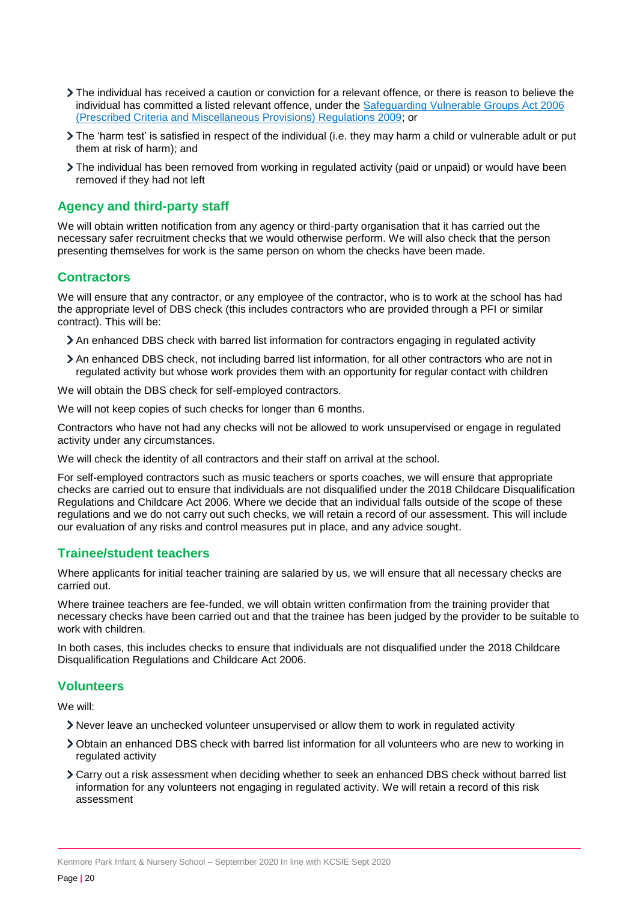- The individual has received a caution or conviction for a relevant offence, or there is reason to believe the individual has committed a listed relevant offence, under the [Safeguarding Vulnerable Groups Act 2006 (Prescribed Criteria and Miscellaneous Provisions) Regulations 2009]; or
- The 'harm test' is satisfied in respect of the individual (i.e. they may harm a child or vulnerable adult or put them at risk of harm); and
- The individual has been removed from working in regulated activity (paid or unpaid) or would have been removed if they had not left

### Agency and third-party staff

We will obtain written notification from any agency or third-party organisation that it has carried out the necessary safer recruitment checks that we would otherwise perform. We will also check that the person presenting themselves for work is the same person on whom the checks have been made.

### Contractors

We will ensure that any contractor, or any employee of the contractor, who is to work at the school has had the appropriate level of DBS check (this includes contractors who are provided through a PFI or similar contract). This will be:

- An enhanced DBS check with barred list information for contractors engaging in regulated activity
- An enhanced DBS check, not including barred list information, for all other contractors who are not in regulated activity but whose work provides them with an opportunity for regular contact with children

We will obtain the DBS check for self-employed contractors.

We will not keep copies of such checks for longer than 6 months.

Contractors who have not had any checks will not be allowed to work unsupervised or engage in regulated activity under any circumstances.

We will check the identity of all contractors and their staff on arrival at the school.

For self-employed contractors such as music teachers or sports coaches, we will ensure that appropriate checks are carried out to ensure that individuals are not disqualified under the 2018 Childcare Disqualification Regulations and Childcare Act 2006. Where we decide that an individual falls outside of the scope of these regulations and we do not carry out such checks, we will retain a record of our assessment. This will include our evaluation of any risks and control measures put in place, and any advice sought.

### Trainee/student teachers

Where applicants for initial teacher training are salaried by us, we will ensure that all necessary checks are carried out.

Where trainee teachers are fee-funded, we will obtain written confirmation from the training provider that necessary checks have been carried out and that the trainee has been judged by the provider to be suitable to work with children.

In both cases, this includes checks to ensure that individuals are not disqualified under the 2018 Childcare Disqualification Regulations and Childcare Act 2006.

### Volunteers

We will:

- Never leave an unchecked volunteer unsupervised or allow them to work in regulated activity
- Obtain an enhanced DBS check with barred list information for all volunteers who are new to working in regulated activity
- Carry out a risk assessment when deciding whether to seek an enhanced DBS check without barred list information for any volunteers not engaging in regulated activity. We will retain a record of this risk assessment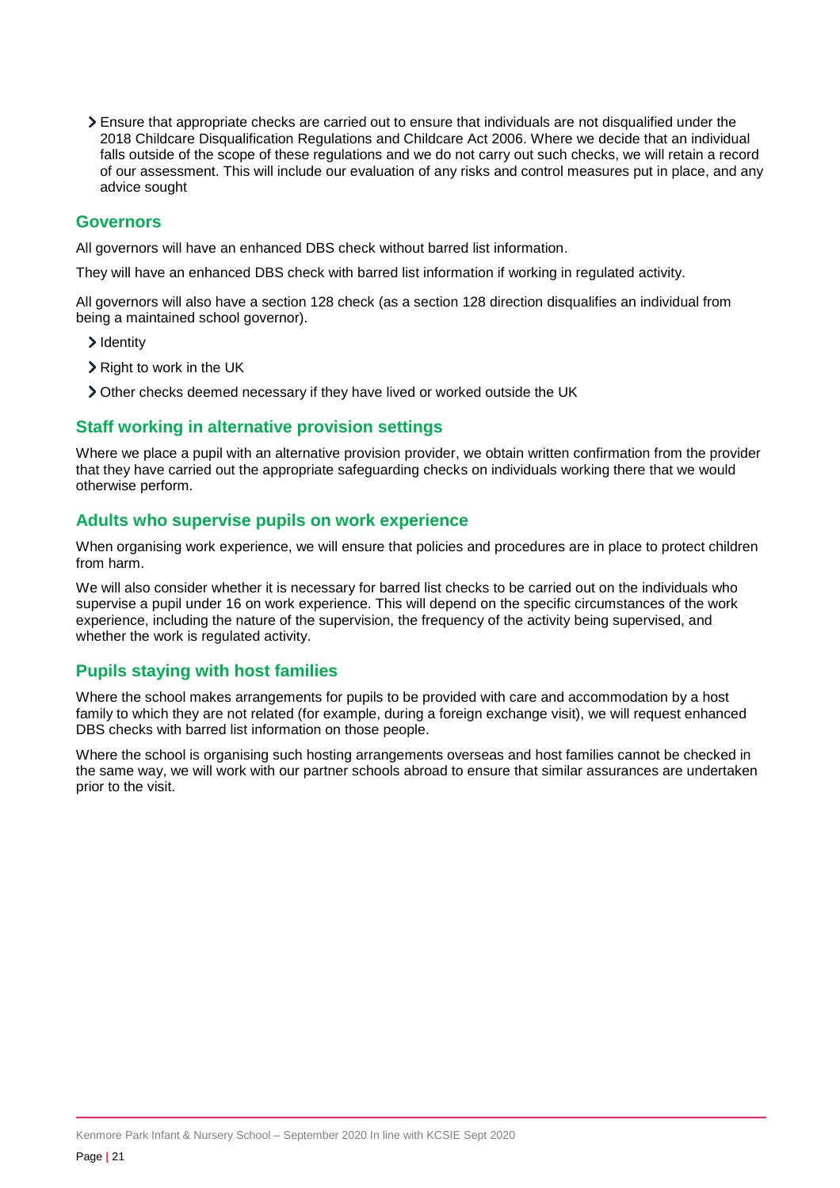- Ensure that appropriate checks are carried out to ensure that individuals are not disqualified under the 2018 Childcare Disqualification Regulations and Childcare Act 2006. Where we decide that an individual falls outside of the scope of these regulations and we do not carry out such checks, we will retain a record of our assessment. This will include our evaluation of any risks and control measures put in place, and any advice sought

### Governors

All governors will have an enhanced DBS check without barred list information.

They will have an enhanced DBS check with barred list information if working in regulated activity.

All governors will also have a section 128 check (as a section 128 direction disqualifies an individual from being a maintained school governor).

- Identity
- Right to work in the UK
- Other checks deemed necessary if they have lived or worked outside the UK

### Staff working in alternative provision settings

Where we place a pupil with an alternative provision provider, we obtain written confirmation from the provider that they have carried out the appropriate safeguarding checks on individuals working there that we would otherwise perform.

### Adults who supervise pupils on work experience

When organising work experience, we will ensure that policies and procedures are in place to protect children from harm.

We will also consider whether it is necessary for barred list checks to be carried out on the individuals who supervise a pupil under 16 on work experience. This will depend on the specific circumstances of the work experience, including the nature of the supervision, the frequency of the activity being supervised, and whether the work is regulated activity.

### Pupils staying with host families

Where the school makes arrangements for pupils to be provided with care and accommodation by a host family to which they are not related (for example, during a foreign exchange visit), we will request enhanced DBS checks with barred list information on those people.

Where the school is organising such hosting arrangements overseas and host families cannot be checked in the same way, we will work with our partner schools abroad to ensure that similar assurances are undertaken prior to the visit.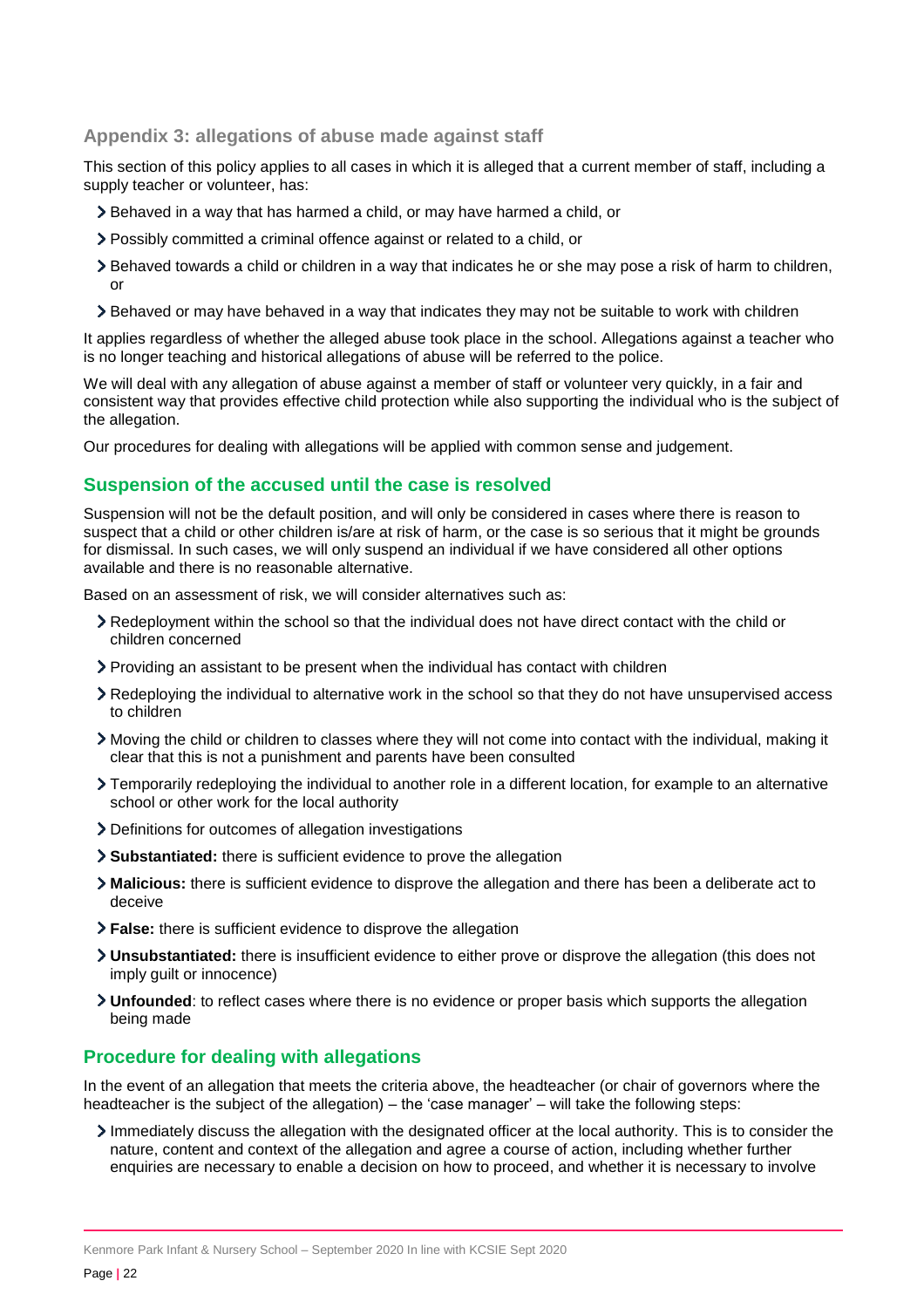## Appendix 3: allegations of abuse made against staff

This section of this policy applies to all cases in which it is alleged that a current member of staff, including a supply teacher or volunteer, has:

- Behaved in a way that has harmed a child, or may have harmed a child, or
- Possibly committed a criminal offence against or related to a child, or
- Behaved towards a child or children in a way that indicates he or she may pose a risk of harm to children, or
- Behaved or may have behaved in a way that indicates they may not be suitable to work with children

It applies regardless of whether the alleged abuse took place in the school. Allegations against a teacher who is no longer teaching and historical allegations of abuse will be referred to the police.

We will deal with any allegation of abuse against a member of staff or volunteer very quickly, in a fair and consistent way that provides effective child protection while also supporting the individual who is the subject of the allegation.

Our procedures for dealing with allegations will be applied with common sense and judgement.

### Suspension of the accused until the case is resolved

Suspension will not be the default position, and will only be considered in cases where there is reason to suspect that a child or other children is/are at risk of harm, or the case is so serious that it might be grounds for dismissal. In such cases, we will only suspend an individual if we have considered all other options available and there is no reasonable alternative.

Based on an assessment of risk, we will consider alternatives such as:

- Redeployment within the school so that the individual does not have direct contact with the child or children concerned
- Providing an assistant to be present when the individual has contact with children
- Redeploying the individual to alternative work in the school so that they do not have unsupervised access to children
- Moving the child or children to classes where they will not come into contact with the individual, making it clear that this is not a punishment and parents have been consulted
- Temporarily redeploying the individual to another role in a different location, for example to an alternative school or other work for the local authority
- Definitions for outcomes of allegation investigations
- **Substantiated:** there is sufficient evidence to prove the allegation
- **Malicious:** there is sufficient evidence to disprove the allegation and there has been a deliberate act to deceive
- **False:** there is sufficient evidence to disprove the allegation
- **Unsubstantiated:** there is insufficient evidence to either prove or disprove the allegation (this does not imply guilt or innocence)
- **Unfounded**: to reflect cases where there is no evidence or proper basis which supports the allegation being made

### Procedure for dealing with allegations

In the event of an allegation that meets the criteria above, the headteacher (or chair of governors where the headteacher is the subject of the allegation) – the 'case manager' – will take the following steps:

- Immediately discuss the allegation with the designated officer at the local authority. This is to consider the nature, content and context of the allegation and agree a course of action, including whether further enquiries are necessary to enable a decision on how to proceed, and whether it is necessary to involve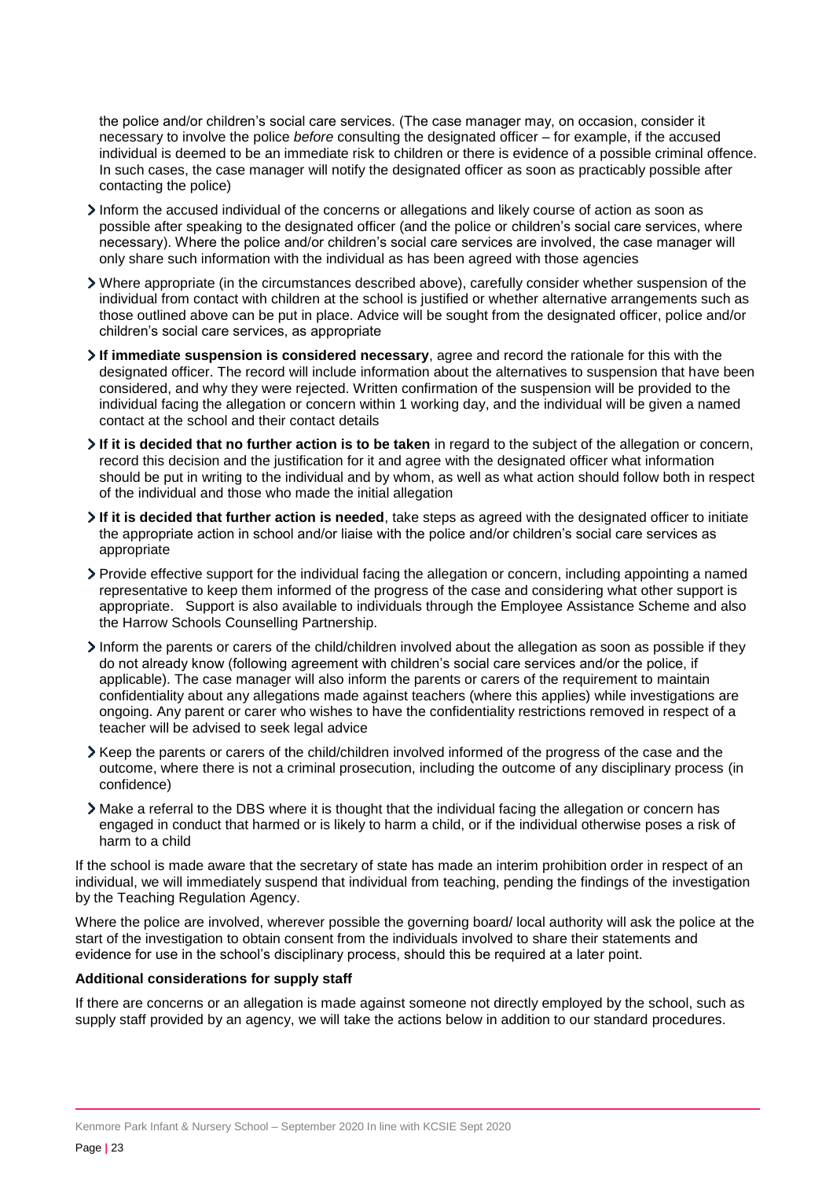the police and/or children's social care services. (The case manager may, on occasion, consider it necessary to involve the police *before* consulting the designated officer – for example, if the accused individual is deemed to be an immediate risk to children or there is evidence of a possible criminal offence. In such cases, the case manager will notify the designated officer as soon as practicably possible after contacting the police)

- Inform the accused individual of the concerns or allegations and likely course of action as soon as possible after speaking to the designated officer (and the police or children's social care services, where necessary). Where the police and/or children's social care services are involved, the case manager will only share such information with the individual as has been agreed with those agencies
- Where appropriate (in the circumstances described above), carefully consider whether suspension of the individual from contact with children at the school is justified or whether alternative arrangements such as those outlined above can be put in place. Advice will be sought from the designated officer, police and/or children's social care services, as appropriate
- **If immediate suspension is considered necessary**, agree and record the rationale for this with the designated officer. The record will include information about the alternatives to suspension that have been considered, and why they were rejected. Written confirmation of the suspension will be provided to the individual facing the allegation or concern within 1 working day, and the individual will be given a named contact at the school and their contact details
- **If it is decided that no further action is to be taken** in regard to the subject of the allegation or concern, record this decision and the justification for it and agree with the designated officer what information should be put in writing to the individual and by whom, as well as what action should follow both in respect of the individual and those who made the initial allegation
- **If it is decided that further action is needed**, take steps as agreed with the designated officer to initiate the appropriate action in school and/or liaise with the police and/or children's social care services as appropriate
- Provide effective support for the individual facing the allegation or concern, including appointing a named representative to keep them informed of the progress of the case and considering what other support is appropriate. Support is also available to individuals through the Employee Assistance Scheme and also the Harrow Schools Counselling Partnership.
- Inform the parents or carers of the child/children involved about the allegation as soon as possible if they do not already know (following agreement with children's social care services and/or the police, if applicable). The case manager will also inform the parents or carers of the requirement to maintain confidentiality about any allegations made against teachers (where this applies) while investigations are ongoing. Any parent or carer who wishes to have the confidentiality restrictions removed in respect of a teacher will be advised to seek legal advice
- Keep the parents or carers of the child/children involved informed of the progress of the case and the outcome, where there is not a criminal prosecution, including the outcome of any disciplinary process (in confidence)
- Make a referral to the DBS where it is thought that the individual facing the allegation or concern has engaged in conduct that harmed or is likely to harm a child, or if the individual otherwise poses a risk of harm to a child

If the school is made aware that the secretary of state has made an interim prohibition order in respect of an individual, we will immediately suspend that individual from teaching, pending the findings of the investigation by the Teaching Regulation Agency.

Where the police are involved, wherever possible the governing board/ local authority will ask the police at the start of the investigation to obtain consent from the individuals involved to share their statements and evidence for use in the school's disciplinary process, should this be required at a later point.

**Additional considerations for supply staff**

If there are concerns or an allegation is made against someone not directly employed by the school, such as supply staff provided by an agency, we will take the actions below in addition to our standard procedures.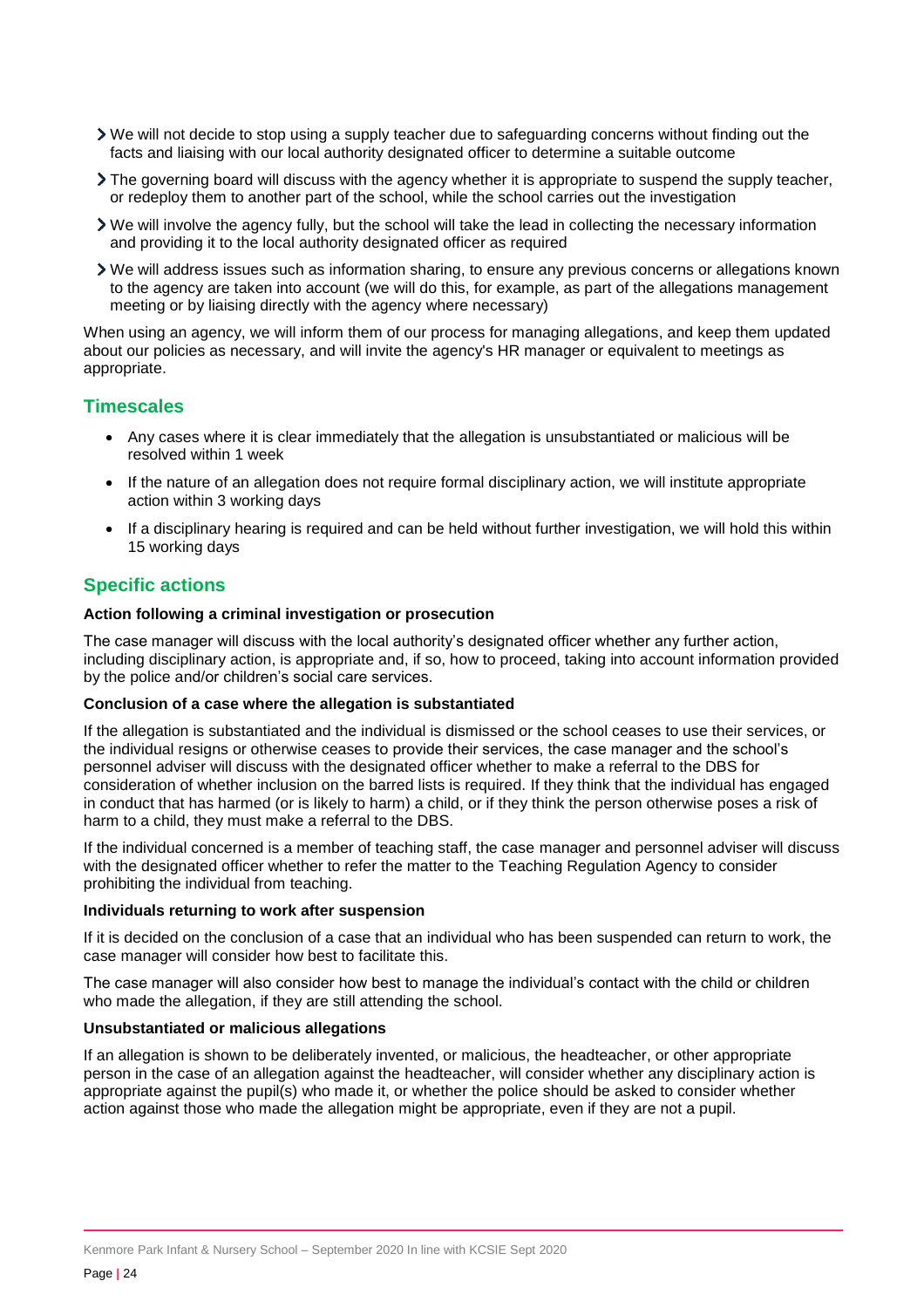- We will not decide to stop using a supply teacher due to safeguarding concerns without finding out the facts and liaising with our local authority designated officer to determine a suitable outcome
- The governing board will discuss with the agency whether it is appropriate to suspend the supply teacher, or redeploy them to another part of the school, while the school carries out the investigation
- We will involve the agency fully, but the school will take the lead in collecting the necessary information and providing it to the local authority designated officer as required
- We will address issues such as information sharing, to ensure any previous concerns or allegations known to the agency are taken into account (we will do this, for example, as part of the allegations management meeting or by liaising directly with the agency where necessary)

When using an agency, we will inform them of our process for managing allegations, and keep them updated about our policies as necessary, and will invite the agency's HR manager or equivalent to meetings as appropriate.

## Timescales

- Any cases where it is clear immediately that the allegation is unsubstantiated or malicious will be resolved within 1 week
- If the nature of an allegation does not require formal disciplinary action, we will institute appropriate action within 3 working days
- If a disciplinary hearing is required and can be held without further investigation, we will hold this within 15 working days

## Specific actions

**Action following a criminal investigation or prosecution**

The case manager will discuss with the local authority's designated officer whether any further action, including disciplinary action, is appropriate and, if so, how to proceed, taking into account information provided by the police and/or children's social care services.

**Conclusion of a case where the allegation is substantiated**

If the allegation is substantiated and the individual is dismissed or the school ceases to use their services, or the individual resigns or otherwise ceases to provide their services, the case manager and the school's personnel adviser will discuss with the designated officer whether to make a referral to the DBS for consideration of whether inclusion on the barred lists is required. If they think that the individual has engaged in conduct that has harmed (or is likely to harm) a child, or if they think the person otherwise poses a risk of harm to a child, they must make a referral to the DBS.

If the individual concerned is a member of teaching staff, the case manager and personnel adviser will discuss with the designated officer whether to refer the matter to the Teaching Regulation Agency to consider prohibiting the individual from teaching.

**Individuals returning to work after suspension**

If it is decided on the conclusion of a case that an individual who has been suspended can return to work, the case manager will consider how best to facilitate this.

The case manager will also consider how best to manage the individual's contact with the child or children who made the allegation, if they are still attending the school.

**Unsubstantiated or malicious allegations**

If an allegation is shown to be deliberately invented, or malicious, the headteacher, or other appropriate person in the case of an allegation against the headteacher, will consider whether any disciplinary action is appropriate against the pupil(s) who made it, or whether the police should be asked to consider whether action against those who made the allegation might be appropriate, even if they are not a pupil.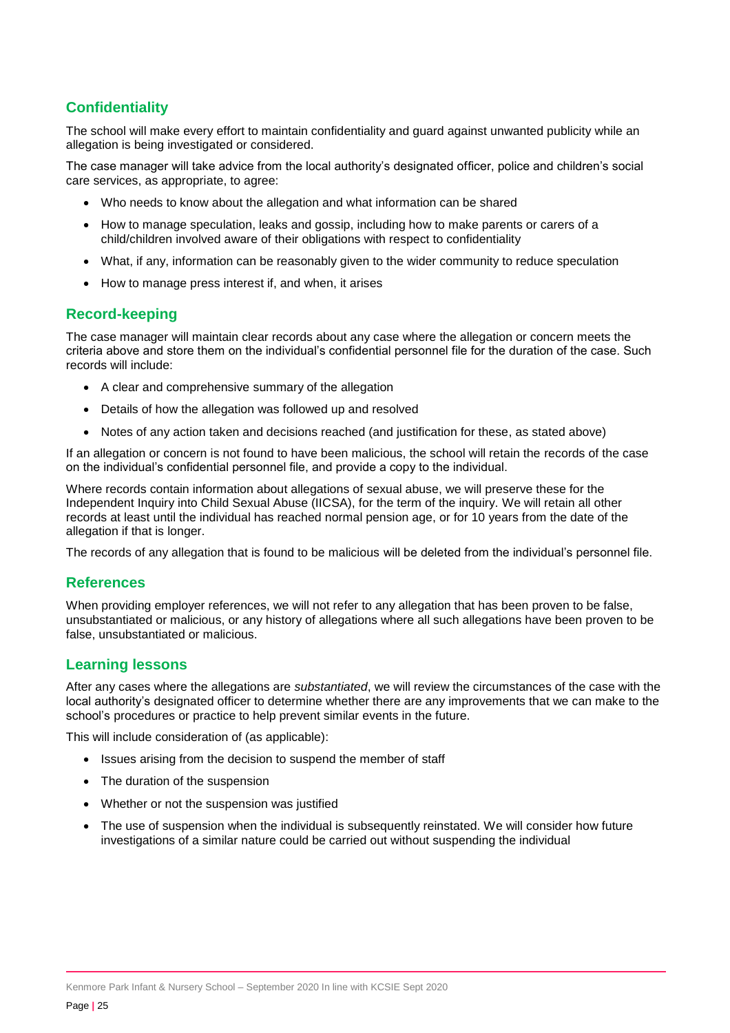## Confidentiality

The school will make every effort to maintain confidentiality and guard against unwanted publicity while an allegation is being investigated or considered.

The case manager will take advice from the local authority's designated officer, police and children's social care services, as appropriate, to agree:

- Who needs to know about the allegation and what information can be shared
- How to manage speculation, leaks and gossip, including how to make parents or carers of a child/children involved aware of their obligations with respect to confidentiality
- What, if any, information can be reasonably given to the wider community to reduce speculation
- How to manage press interest if, and when, it arises

## Record-keeping

The case manager will maintain clear records about any case where the allegation or concern meets the criteria above and store them on the individual's confidential personnel file for the duration of the case. Such records will include:

- A clear and comprehensive summary of the allegation
- Details of how the allegation was followed up and resolved
- Notes of any action taken and decisions reached (and justification for these, as stated above)

If an allegation or concern is not found to have been malicious, the school will retain the records of the case on the individual's confidential personnel file, and provide a copy to the individual.

Where records contain information about allegations of sexual abuse, we will preserve these for the Independent Inquiry into Child Sexual Abuse (IICSA), for the term of the inquiry. We will retain all other records at least until the individual has reached normal pension age, or for 10 years from the date of the allegation if that is longer.

The records of any allegation that is found to be malicious will be deleted from the individual's personnel file.

## References

When providing employer references, we will not refer to any allegation that has been proven to be false, unsubstantiated or malicious, or any history of allegations where all such allegations have been proven to be false, unsubstantiated or malicious.

## Learning lessons

After any cases where the allegations are *substantiated*, we will review the circumstances of the case with the local authority's designated officer to determine whether there are any improvements that we can make to the school's procedures or practice to help prevent similar events in the future.

This will include consideration of (as applicable):

- Issues arising from the decision to suspend the member of staff
- The duration of the suspension
- Whether or not the suspension was justified
- The use of suspension when the individual is subsequently reinstated. We will consider how future investigations of a similar nature could be carried out without suspending the individual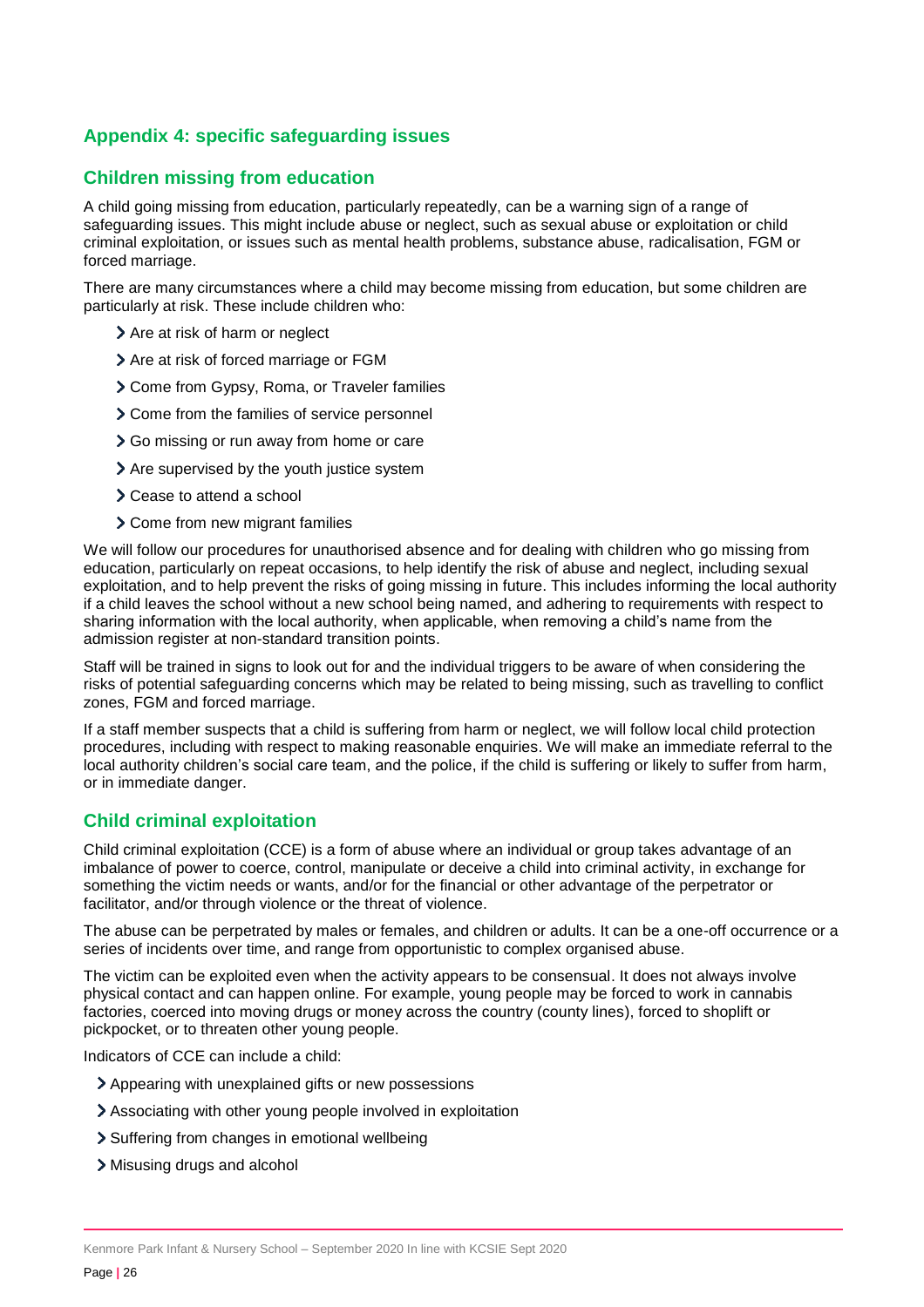## Appendix 4: specific safeguarding issues

### Children missing from education

A child going missing from education, particularly repeatedly, can be a warning sign of a range of safeguarding issues. This might include abuse or neglect, such as sexual abuse or exploitation or child criminal exploitation, or issues such as mental health problems, substance abuse, radicalisation, FGM or forced marriage.

There are many circumstances where a child may become missing from education, but some children are particularly at risk. These include children who:

- Are at risk of harm or neglect
- Are at risk of forced marriage or FGM
- Come from Gypsy, Roma, or Traveler families
- Come from the families of service personnel
- Go missing or run away from home or care
- Are supervised by the youth justice system
- Cease to attend a school
- Come from new migrant families

We will follow our procedures for unauthorised absence and for dealing with children who go missing from education, particularly on repeat occasions, to help identify the risk of abuse and neglect, including sexual exploitation, and to help prevent the risks of going missing in future. This includes informing the local authority if a child leaves the school without a new school being named, and adhering to requirements with respect to sharing information with the local authority, when applicable, when removing a child's name from the admission register at non-standard transition points.

Staff will be trained in signs to look out for and the individual triggers to be aware of when considering the risks of potential safeguarding concerns which may be related to being missing, such as travelling to conflict zones, FGM and forced marriage.

If a staff member suspects that a child is suffering from harm or neglect, we will follow local child protection procedures, including with respect to making reasonable enquiries. We will make an immediate referral to the local authority children's social care team, and the police, if the child is suffering or likely to suffer from harm, or in immediate danger.

### Child criminal exploitation

Child criminal exploitation (CCE) is a form of abuse where an individual or group takes advantage of an imbalance of power to coerce, control, manipulate or deceive a child into criminal activity, in exchange for something the victim needs or wants, and/or for the financial or other advantage of the perpetrator or facilitator, and/or through violence or the threat of violence.

The abuse can be perpetrated by males or females, and children or adults. It can be a one-off occurrence or a series of incidents over time, and range from opportunistic to complex organised abuse.

The victim can be exploited even when the activity appears to be consensual. It does not always involve physical contact and can happen online. For example, young people may be forced to work in cannabis factories, coerced into moving drugs or money across the country (county lines), forced to shoplift or pickpocket, or to threaten other young people.

Indicators of CCE can include a child:

- Appearing with unexplained gifts or new possessions
- Associating with other young people involved in exploitation
- Suffering from changes in emotional wellbeing
- Misusing drugs and alcohol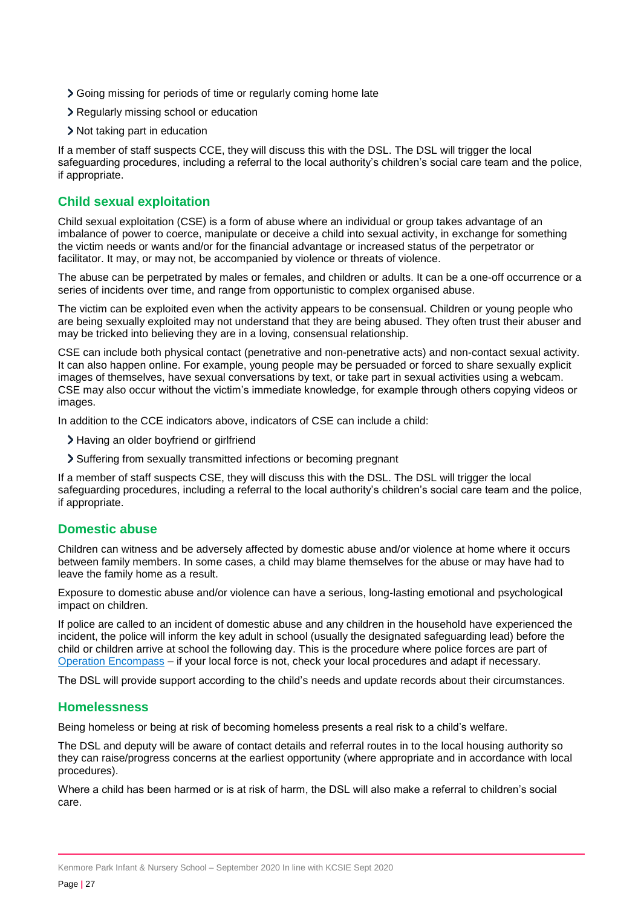- Going missing for periods of time or regularly coming home late
- Regularly missing school or education
- Not taking part in education

If a member of staff suspects CCE, they will discuss this with the DSL. The DSL will trigger the local safeguarding procedures, including a referral to the local authority's children's social care team and the police, if appropriate.

## Child sexual exploitation

Child sexual exploitation (CSE) is a form of abuse where an individual or group takes advantage of an imbalance of power to coerce, manipulate or deceive a child into sexual activity, in exchange for something the victim needs or wants and/or for the financial advantage or increased status of the perpetrator or facilitator. It may, or may not, be accompanied by violence or threats of violence.

The abuse can be perpetrated by males or females, and children or adults. It can be a one-off occurrence or a series of incidents over time, and range from opportunistic to complex organised abuse.

The victim can be exploited even when the activity appears to be consensual. Children or young people who are being sexually exploited may not understand that they are being abused. They often trust their abuser and may be tricked into believing they are in a loving, consensual relationship.

CSE can include both physical contact (penetrative and non-penetrative acts) and non-contact sexual activity. It can also happen online. For example, young people may be persuaded or forced to share sexually explicit images of themselves, have sexual conversations by text, or take part in sexual activities using a webcam. CSE may also occur without the victim's immediate knowledge, for example through others copying videos or images.

In addition to the CCE indicators above, indicators of CSE can include a child:

- Having an older boyfriend or girlfriend
- Suffering from sexually transmitted infections or becoming pregnant

If a member of staff suspects CSE, they will discuss this with the DSL. The DSL will trigger the local safeguarding procedures, including a referral to the local authority's children's social care team and the police, if appropriate.

## Domestic abuse

Children can witness and be adversely affected by domestic abuse and/or violence at home where it occurs between family members. In some cases, a child may blame themselves for the abuse or may have had to leave the family home as a result.

Exposure to domestic abuse and/or violence can have a serious, long-lasting emotional and psychological impact on children.

If police are called to an incident of domestic abuse and any children in the household have experienced the incident, the police will inform the key adult in school (usually the designated safeguarding lead) before the child or children arrive at school the following day. This is the procedure where police forces are part of Operation Encompass – if your local force is not, check your local procedures and adapt if necessary.

The DSL will provide support according to the child's needs and update records about their circumstances.

## Homelessness

Being homeless or being at risk of becoming homeless presents a real risk to a child's welfare.

The DSL and deputy will be aware of contact details and referral routes in to the local housing authority so they can raise/progress concerns at the earliest opportunity (where appropriate and in accordance with local procedures).

Where a child has been harmed or is at risk of harm, the DSL will also make a referral to children's social care.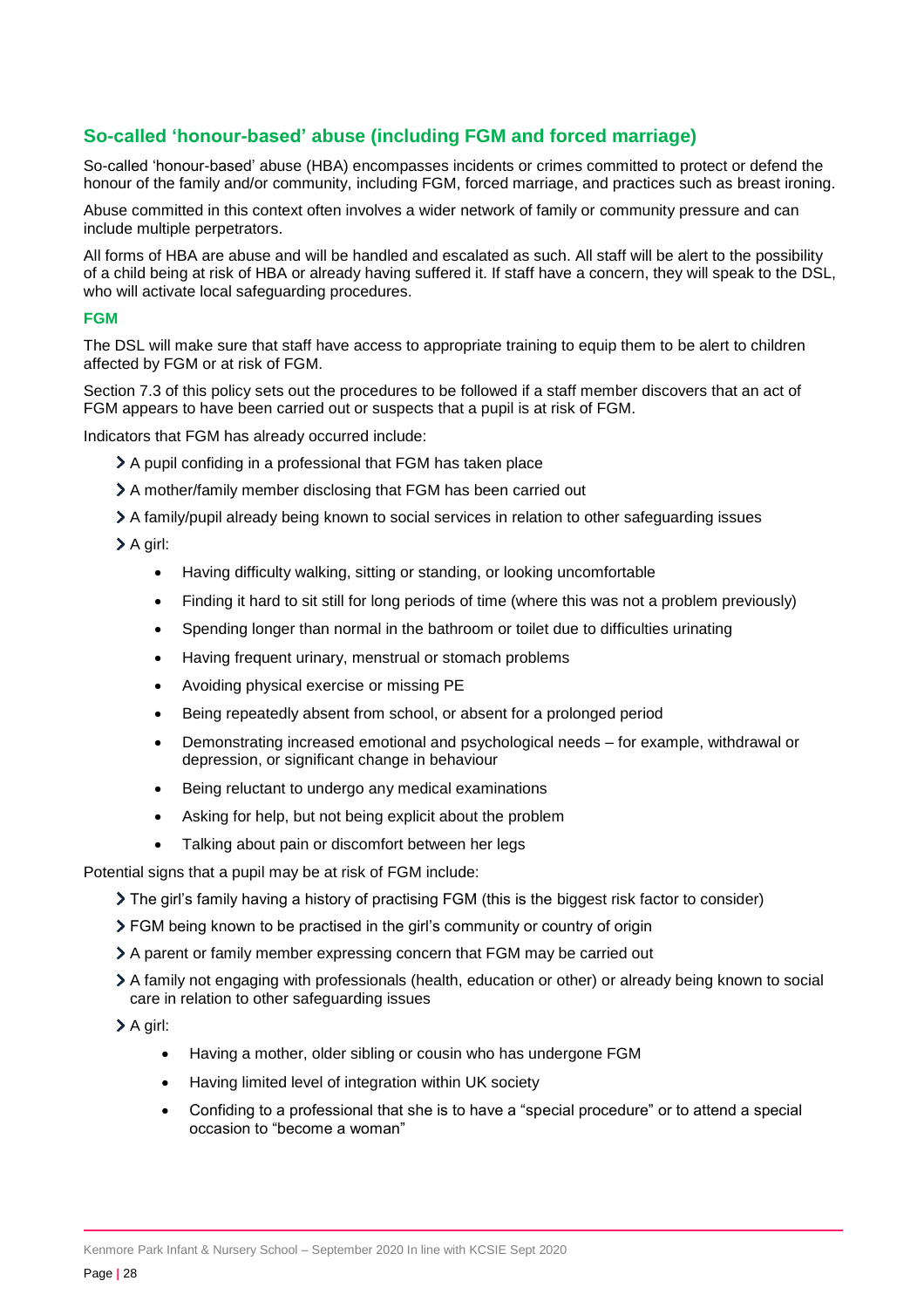## So-called 'honour-based' abuse (including FGM and forced marriage)

So-called 'honour-based' abuse (HBA) encompasses incidents or crimes committed to protect or defend the honour of the family and/or community, including FGM, forced marriage, and practices such as breast ironing.

Abuse committed in this context often involves a wider network of family or community pressure and can include multiple perpetrators.

All forms of HBA are abuse and will be handled and escalated as such. All staff will be alert to the possibility of a child being at risk of HBA or already having suffered it. If staff have a concern, they will speak to the DSL, who will activate local safeguarding procedures.

### FGM

The DSL will make sure that staff have access to appropriate training to equip them to be alert to children affected by FGM or at risk of FGM.

Section 7.3 of this policy sets out the procedures to be followed if a staff member discovers that an act of FGM appears to have been carried out or suspects that a pupil is at risk of FGM.

Indicators that FGM has already occurred include:

- A pupil confiding in a professional that FGM has taken place
- A mother/family member disclosing that FGM has been carried out
- A family/pupil already being known to social services in relation to other safeguarding issues
- A girl:
  - Having difficulty walking, sitting or standing, or looking uncomfortable
  - Finding it hard to sit still for long periods of time (where this was not a problem previously)
  - Spending longer than normal in the bathroom or toilet due to difficulties urinating
  - Having frequent urinary, menstrual or stomach problems
  - Avoiding physical exercise or missing PE
  - Being repeatedly absent from school, or absent for a prolonged period
  - Demonstrating increased emotional and psychological needs – for example, withdrawal or depression, or significant change in behaviour
  - Being reluctant to undergo any medical examinations
  - Asking for help, but not being explicit about the problem
  - Talking about pain or discomfort between her legs

Potential signs that a pupil may be at risk of FGM include:

- The girl's family having a history of practising FGM (this is the biggest risk factor to consider)
- FGM being known to be practised in the girl's community or country of origin
- A parent or family member expressing concern that FGM may be carried out
- A family not engaging with professionals (health, education or other) or already being known to social care in relation to other safeguarding issues
- A girl:
  - Having a mother, older sibling or cousin who has undergone FGM
  - Having limited level of integration within UK society
  - Confiding to a professional that she is to have a "special procedure" or to attend a special occasion to "become a woman"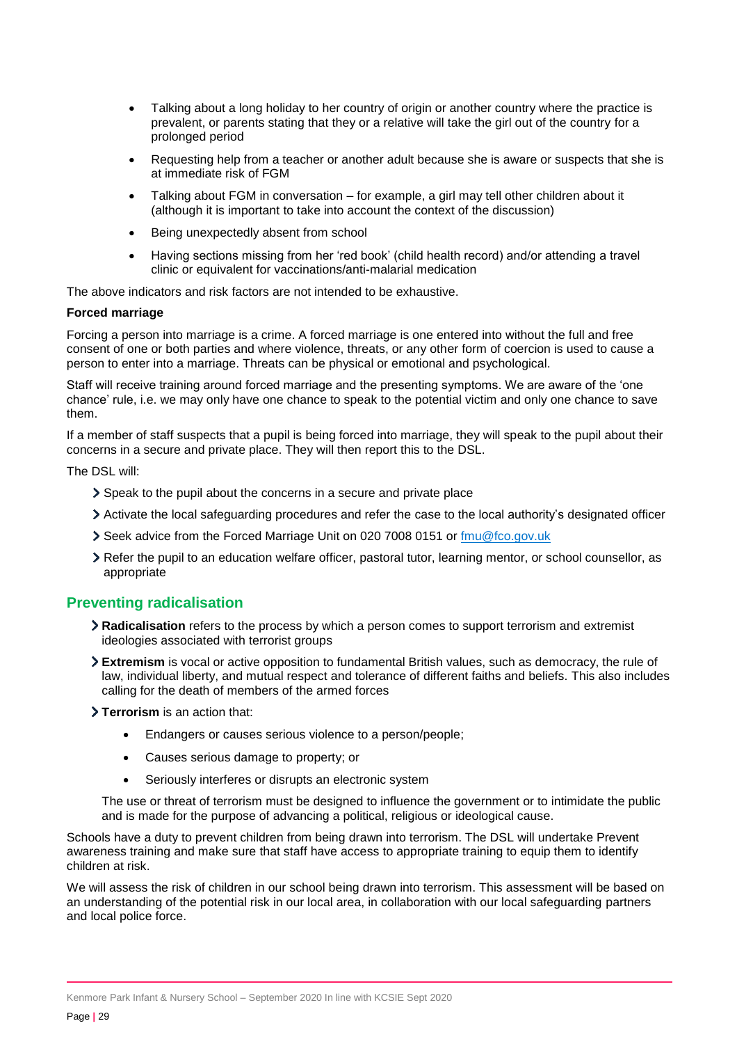- Talking about a long holiday to her country of origin or another country where the practice is prevalent, or parents stating that they or a relative will take the girl out of the country for a prolonged period
- Requesting help from a teacher or another adult because she is aware or suspects that she is at immediate risk of FGM
- Talking about FGM in conversation – for example, a girl may tell other children about it (although it is important to take into account the context of the discussion)
- Being unexpectedly absent from school
- Having sections missing from her 'red book' (child health record) and/or attending a travel clinic or equivalent for vaccinations/anti-malarial medication

The above indicators and risk factors are not intended to be exhaustive.

**Forced marriage**

Forcing a person into marriage is a crime. A forced marriage is one entered into without the full and free consent of one or both parties and where violence, threats, or any other form of coercion is used to cause a person to enter into a marriage. Threats can be physical or emotional and psychological.

Staff will receive training around forced marriage and the presenting symptoms. We are aware of the 'one chance' rule, i.e. we may only have one chance to speak to the potential victim and only one chance to save them.

If a member of staff suspects that a pupil is being forced into marriage, they will speak to the pupil about their concerns in a secure and private place. They will then report this to the DSL.

The DSL will:

- Speak to the pupil about the concerns in a secure and private place
- Activate the local safeguarding procedures and refer the case to the local authority's designated officer
- Seek advice from the Forced Marriage Unit on 020 7008 0151 or [fmu@fco.gov.uk](mailto:fmu@fco.gov.uk)
- Refer the pupil to an education welfare officer, pastoral tutor, learning mentor, or school counsellor, as appropriate

## Preventing radicalisation

- **Radicalisation** refers to the process by which a person comes to support terrorism and extremist ideologies associated with terrorist groups
- **Extremism** is vocal or active opposition to fundamental British values, such as democracy, the rule of law, individual liberty, and mutual respect and tolerance of different faiths and beliefs. This also includes calling for the death of members of the armed forces
- **Terrorism** is an action that:
    - Endangers or causes serious violence to a person/people;
    - Causes serious damage to property; or
    - Seriously interferes or disrupts an electronic system

  The use or threat of terrorism must be designed to influence the government or to intimidate the public and is made for the purpose of advancing a political, religious or ideological cause.

Schools have a duty to prevent children from being drawn into terrorism. The DSL will undertake Prevent awareness training and make sure that staff have access to appropriate training to equip them to identify children at risk.

We will assess the risk of children in our school being drawn into terrorism. This assessment will be based on an understanding of the potential risk in our local area, in collaboration with our local safeguarding partners and local police force.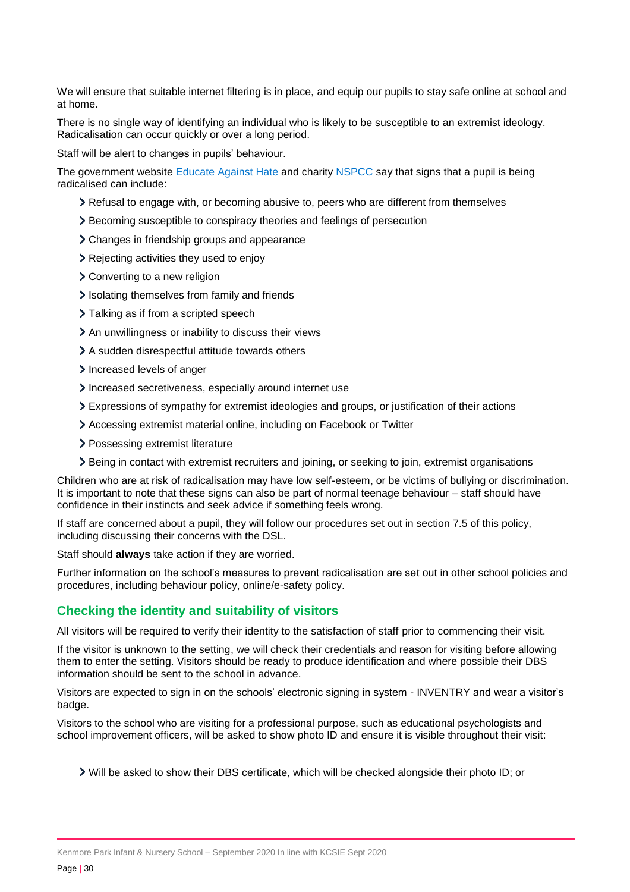We will ensure that suitable internet filtering is in place, and equip our pupils to stay safe online at school and at home.

There is no single way of identifying an individual who is likely to be susceptible to an extremist ideology. Radicalisation can occur quickly or over a long period.

Staff will be alert to changes in pupils' behaviour.

The government website [Educate Against Hate](#) and charity [NSPCC](#) say that signs that a pupil is being radicalised can include:

- Refusal to engage with, or becoming abusive to, peers who are different from themselves
- Becoming susceptible to conspiracy theories and feelings of persecution
- Changes in friendship groups and appearance
- Rejecting activities they used to enjoy
- Converting to a new religion
- Isolating themselves from family and friends
- Talking as if from a scripted speech
- An unwillingness or inability to discuss their views
- A sudden disrespectful attitude towards others
- Increased levels of anger
- Increased secretiveness, especially around internet use
- Expressions of sympathy for extremist ideologies and groups, or justification of their actions
- Accessing extremist material online, including on Facebook or Twitter
- Possessing extremist literature
- Being in contact with extremist recruiters and joining, or seeking to join, extremist organisations

Children who are at risk of radicalisation may have low self-esteem, or be victims of bullying or discrimination. It is important to note that these signs can also be part of normal teenage behaviour – staff should have confidence in their instincts and seek advice if something feels wrong.

If staff are concerned about a pupil, they will follow our procedures set out in section 7.5 of this policy, including discussing their concerns with the DSL.

Staff should **always** take action if they are worried.

Further information on the school's measures to prevent radicalisation are set out in other school policies and procedures, including behaviour policy, online/e-safety policy.

## Checking the identity and suitability of visitors

All visitors will be required to verify their identity to the satisfaction of staff prior to commencing their visit.

If the visitor is unknown to the setting, we will check their credentials and reason for visiting before allowing them to enter the setting. Visitors should be ready to produce identification and where possible their DBS information should be sent to the school in advance.

Visitors are expected to sign in on the schools' electronic signing in system - INVENTRY and wear a visitor's badge.

Visitors to the school who are visiting for a professional purpose, such as educational psychologists and school improvement officers, will be asked to show photo ID and ensure it is visible throughout their visit:

- Will be asked to show their DBS certificate, which will be checked alongside their photo ID; or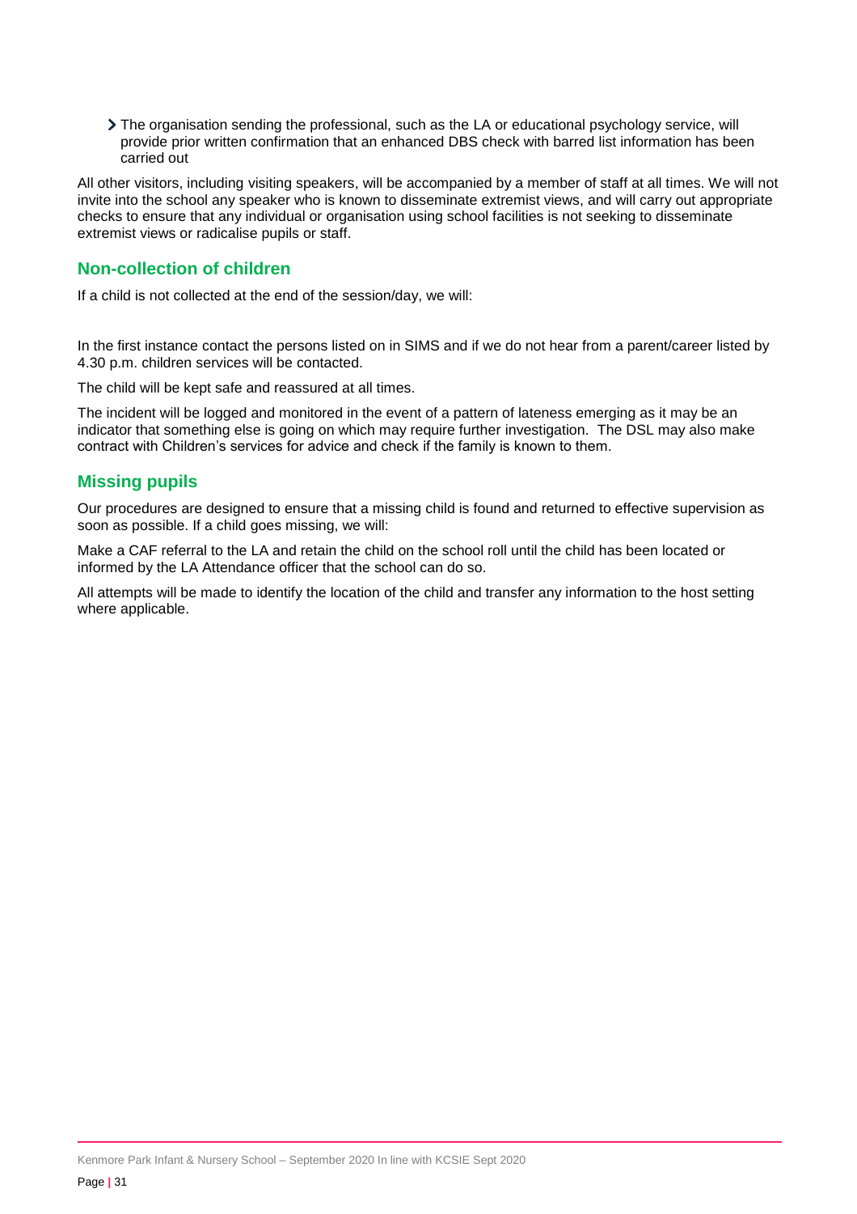- The organisation sending the professional, such as the LA or educational psychology service, will provide prior written confirmation that an enhanced DBS check with barred list information has been carried out

All other visitors, including visiting speakers, will be accompanied by a member of staff at all times. We will not invite into the school any speaker who is known to disseminate extremist views, and will carry out appropriate checks to ensure that any individual or organisation using school facilities is not seeking to disseminate extremist views or radicalise pupils or staff.

## Non-collection of children

If a child is not collected at the end of the session/day, we will:

In the first instance contact the persons listed on in SIMS and if we do not hear from a parent/career listed by 4.30 p.m. children services will be contacted.

The child will be kept safe and reassured at all times.

The incident will be logged and monitored in the event of a pattern of lateness emerging as it may be an indicator that something else is going on which may require further investigation. The DSL may also make contract with Children's services for advice and check if the family is known to them.

## Missing pupils

Our procedures are designed to ensure that a missing child is found and returned to effective supervision as soon as possible. If a child goes missing, we will:

Make a CAF referral to the LA and retain the child on the school roll until the child has been located or informed by the LA Attendance officer that the school can do so.

All attempts will be made to identify the location of the child and transfer any information to the host setting where applicable.